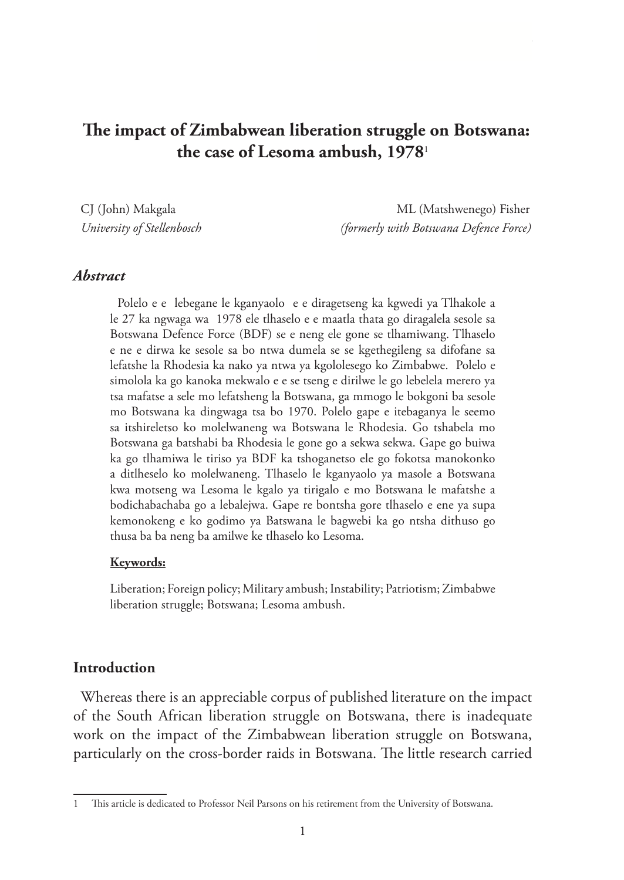# The impact of Zimbabwean liberation struggle on Botswana: the case of Lesoma ambush, 1978[1]

CJ (John) Makgala
*University of Stellenbosch*

ML (Matshwenego) Fisher
*(formerly with Botswana Defence Force)*

### *Abstract*

Polelo e e lebegane le kganyaolo e e diragetseng ka kgwedi ya Tlhakole a le 27 ka ngwaga wa 1978 ele tlhaselo e e maatla thata go diragalela sesole sa Botswana Defence Force (BDF) se e neng ele gone se tlhamiwang. Tlhaselo e ne e dirwa ke sesole sa bo ntwa dumela se se kgethegileng sa difofane sa lefatshe la Rhodesia ka nako ya ntwa ya kgololesego ko Zimbabwe. Polelo e simolola ka go kanoka mekwalo e e se tseng e dirilwe le go lebelela merero ya tsa mafatse a sele mo lefatsheng la Botswana, ga mmogo le bokgoni ba sesole mo Botswana ka dingwaga tsa bo 1970. Polelo gape e itebaganya le seemo sa itshireletso ko molelwaneng wa Botswana le Rhodesia. Go tshabela mo Botswana ga batshabi ba Rhodesia le gone go a sekwa sekwa. Gape go buiwa ka go tlhamiwa le tiriso ya BDF ka tshoganetso ele go fokotsa manokonko a ditlheselo ko molelwaneng. Tlhaselo le kganyaolo ya masole a Botswana kwa motseng wa Lesoma le kgalo ya tirigalo e mo Botswana le mafatshe a bodichabachaba go a lebalejwa. Gape re bontsha gore tlhaselo e ene ya supa kemonokeng e ko godimo ya Batswana le bagwebi ka go ntsha dithuso go thusa ba ba neng ba amilwe ke tlhaselo ko Lesoma.

**Keywords:**

Liberation; Foreign policy; Military ambush; Instability; Patriotism; Zimbabwe liberation struggle; Botswana; Lesoma ambush.

## Introduction

Whereas there is an appreciable corpus of published literature on the impact of the South African liberation struggle on Botswana, there is inadequate work on the impact of the Zimbabwean liberation struggle on Botswana, particularly on the cross-border raids in Botswana. The little research carried

---

[1] This article is dedicated to Professor Neil Parsons on his retirement from the University of Botswana.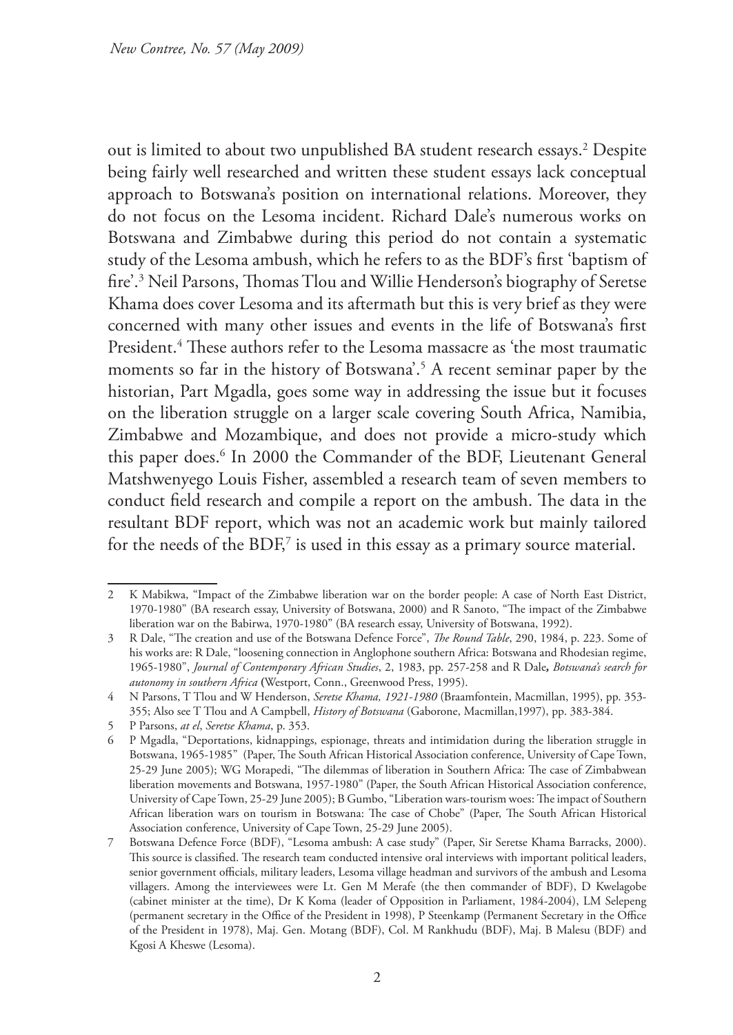out is limited to about two unpublished BA student research essays.[2] Despite being fairly well researched and written these student essays lack conceptual approach to Botswana's position on international relations. Moreover, they do not focus on the Lesoma incident. Richard Dale's numerous works on Botswana and Zimbabwe during this period do not contain a systematic study of the Lesoma ambush, which he refers to as the BDF's first 'baptism of fire'.[3] Neil Parsons, Thomas Tlou and Willie Henderson's biography of Seretse Khama does cover Lesoma and its aftermath but this is very brief as they were concerned with many other issues and events in the life of Botswana's first President.[4] These authors refer to the Lesoma massacre as 'the most traumatic moments so far in the history of Botswana'.[5] A recent seminar paper by the historian, Part Mgadla, goes some way in addressing the issue but it focuses on the liberation struggle on a larger scale covering South Africa, Namibia, Zimbabwe and Mozambique, and does not provide a micro-study which this paper does.[6] In 2000 the Commander of the BDF, Lieutenant General Matshwenyego Louis Fisher, assembled a research team of seven members to conduct field research and compile a report on the ambush. The data in the resultant BDF report, which was not an academic work but mainly tailored for the needs of the BDF,[7] is used in this essay as a primary source material.

---

2 K Mabikwa, "Impact of the Zimbabwe liberation war on the border people: A case of North East District, 1970-1980" (BA research essay, University of Botswana, 2000) and R Sanoto, "The impact of the Zimbabwe liberation war on the Babirwa, 1970-1980" (BA research essay, University of Botswana, 1992).

3 R Dale, "The creation and use of the Botswana Defence Force", *The Round Table*, 290, 1984, p. 223. Some of his works are: R Dale, "loosening connection in Anglophone southern Africa: Botswana and Rhodesian regime, 1965-1980", *Journal of Contemporary African Studies*, 2, 1983, pp. 257-258 and R Dale**,** *Botswana's search for autonomy in southern Africa* (Westport, Conn., Greenwood Press, 1995).

4 N Parsons, T Tlou and W Henderson, *Seretse Khama, 1921-1980* (Braamfontein, Macmillan, 1995), pp. 353-355; Also see T Tlou and A Campbell, *History of Botswana* (Gaborone, Macmillan,1997), pp. 383-384.

5 P Parsons, *at el*, *Seretse Khama*, p. 353.

6 P Mgadla, "Deportations, kidnappings, espionage, threats and intimidation during the liberation struggle in Botswana, 1965-1985" (Paper, The South African Historical Association conference, University of Cape Town, 25-29 June 2005); WG Morapedi, "The dilemmas of liberation in Southern Africa: The case of Zimbabwean liberation movements and Botswana, 1957-1980" (Paper, the South African Historical Association conference, University of Cape Town, 25-29 June 2005); B Gumbo, "Liberation wars-tourism woes: The impact of Southern African liberation wars on tourism in Botswana: The case of Chobe" (Paper, The South African Historical Association conference, University of Cape Town, 25-29 June 2005).

7 Botswana Defence Force (BDF), "Lesoma ambush: A case study" (Paper, Sir Seretse Khama Barracks, 2000). This source is classified. The research team conducted intensive oral interviews with important political leaders, senior government officials, military leaders, Lesoma village headman and survivors of the ambush and Lesoma villagers. Among the interviewees were Lt. Gen M Merafe (the then commander of BDF), D Kwelagobe (cabinet minister at the time), Dr K Koma (leader of Opposition in Parliament, 1984-2004), LM Selepeng (permanent secretary in the Office of the President in 1998), P Steenkamp (Permanent Secretary in the Office of the President in 1978), Maj. Gen. Motang (BDF), Col. M Rankhudu (BDF), Maj. B Malesu (BDF) and Kgosi A Kheswe (Lesoma).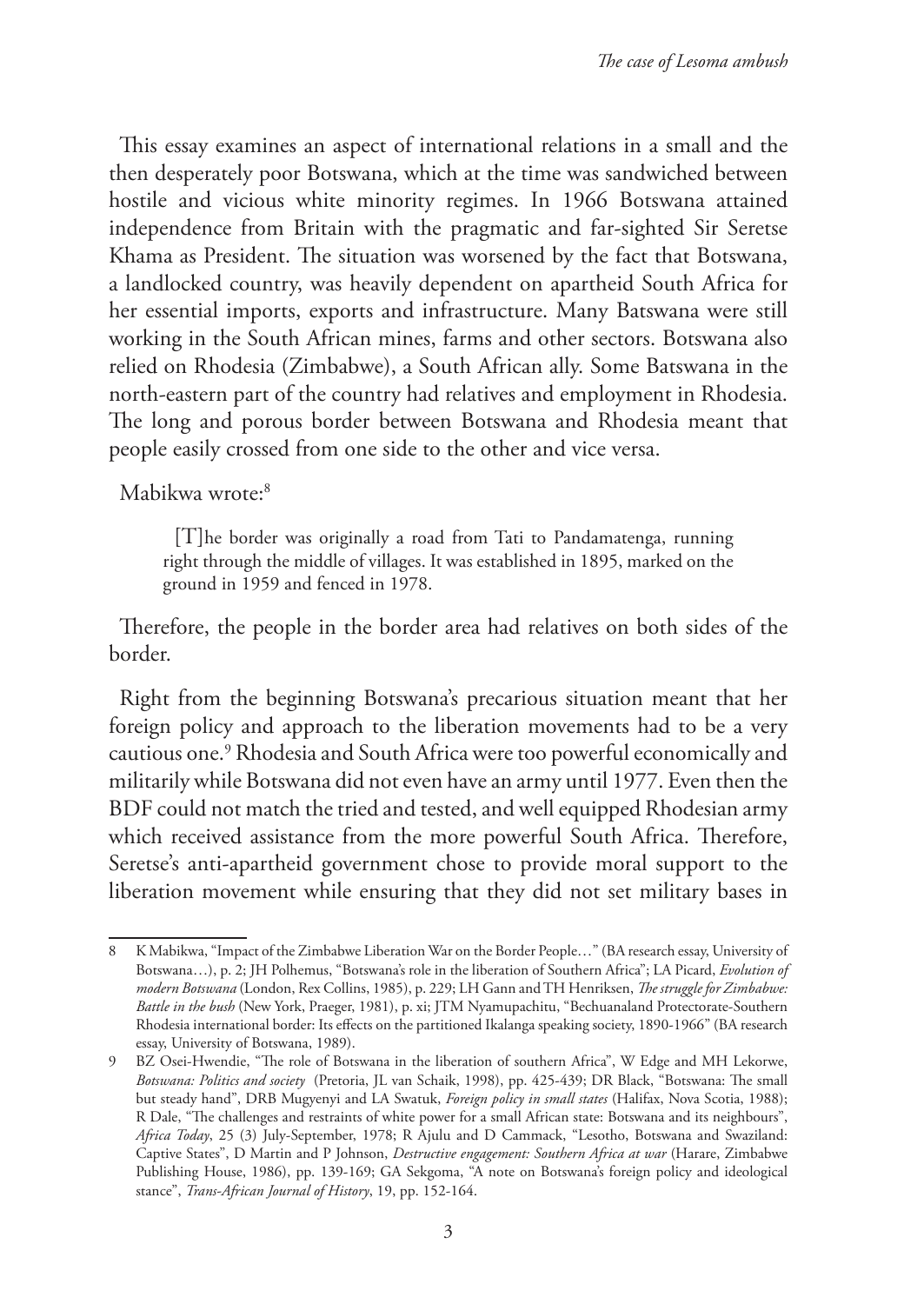This essay examines an aspect of international relations in a small and the then desperately poor Botswana, which at the time was sandwiched between hostile and vicious white minority regimes. In 1966 Botswana attained independence from Britain with the pragmatic and far-sighted Sir Seretse Khama as President. The situation was worsened by the fact that Botswana, a landlocked country, was heavily dependent on apartheid South Africa for her essential imports, exports and infrastructure. Many Batswana were still working in the South African mines, farms and other sectors. Botswana also relied on Rhodesia (Zimbabwe), a South African ally. Some Batswana in the north-eastern part of the country had relatives and employment in Rhodesia. The long and porous border between Botswana and Rhodesia meant that people easily crossed from one side to the other and vice versa.

Mabikwa wrote:[8]

> [T]he border was originally a road from Tati to Pandamatenga, running right through the middle of villages. It was established in 1895, marked on the ground in 1959 and fenced in 1978.

Therefore, the people in the border area had relatives on both sides of the border.

Right from the beginning Botswana's precarious situation meant that her foreign policy and approach to the liberation movements had to be a very cautious one.[9] Rhodesia and South Africa were too powerful economically and militarily while Botswana did not even have an army until 1977. Even then the BDF could not match the tried and tested, and well equipped Rhodesian army which received assistance from the more powerful South Africa. Therefore, Seretse's anti-apartheid government chose to provide moral support to the liberation movement while ensuring that they did not set military bases in

---

8 K Mabikwa, "Impact of the Zimbabwe Liberation War on the Border People…" (BA research essay, University of Botswana…), p. 2; JH Polhemus, "Botswana's role in the liberation of Southern Africa"; LA Picard, *Evolution of modern Botswana* (London, Rex Collins, 1985), p. 229; LH Gann and TH Henriksen, *The struggle for Zimbabwe: Battle in the bush* (New York, Praeger, 1981), p. xi; JTM Nyamupachitu, "Bechuanaland Protectorate-Southern Rhodesia international border: Its effects on the partitioned Ikalanga speaking society, 1890-1966" (BA research essay, University of Botswana, 1989).

9 BZ Osei-Hwendie, "The role of Botswana in the liberation of southern Africa", W Edge and MH Lekorwe, *Botswana: Politics and society* (Pretoria, JL van Schaik, 1998), pp. 425-439; DR Black, "Botswana: The small but steady hand", DRB Mugyenyi and LA Swatuk, *Foreign policy in small states* (Halifax, Nova Scotia, 1988); R Dale, "The challenges and restraints of white power for a small African state: Botswana and its neighbours", *Africa Today*, 25 (3) July-September, 1978; R Ajulu and D Cammack, "Lesotho, Botswana and Swaziland: Captive States", D Martin and P Johnson, *Destructive engagement: Southern Africa at war* (Harare, Zimbabwe Publishing House, 1986), pp. 139-169; GA Sekgoma, "A note on Botswana's foreign policy and ideological stance", *Trans-African Journal of History*, 19, pp. 152-164.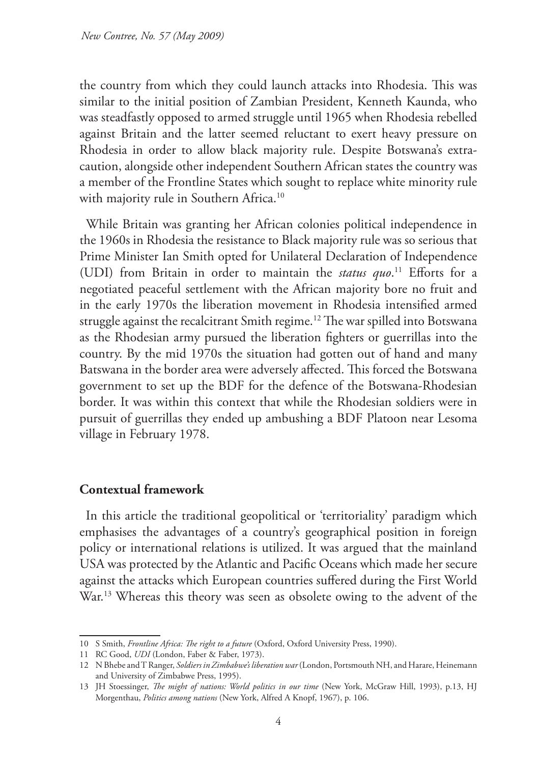the country from which they could launch attacks into Rhodesia. This was similar to the initial position of Zambian President, Kenneth Kaunda, who was steadfastly opposed to armed struggle until 1965 when Rhodesia rebelled against Britain and the latter seemed reluctant to exert heavy pressure on Rhodesia in order to allow black majority rule. Despite Botswana's extra-caution, alongside other independent Southern African states the country was a member of the Frontline States which sought to replace white minority rule with majority rule in Southern Africa.[10]

While Britain was granting her African colonies political independence in the 1960s in Rhodesia the resistance to Black majority rule was so serious that Prime Minister Ian Smith opted for Unilateral Declaration of Independence (UDI) from Britain in order to maintain the *status quo*.[11] Efforts for a negotiated peaceful settlement with the African majority bore no fruit and in the early 1970s the liberation movement in Rhodesia intensified armed struggle against the recalcitrant Smith regime.[12] The war spilled into Botswana as the Rhodesian army pursued the liberation fighters or guerrillas into the country. By the mid 1970s the situation had gotten out of hand and many Batswana in the border area were adversely affected. This forced the Botswana government to set up the BDF for the defence of the Botswana-Rhodesian border. It was within this context that while the Rhodesian soldiers were in pursuit of guerrillas they ended up ambushing a BDF Platoon near Lesoma village in February 1978.

## Contextual framework

In this article the traditional geopolitical or 'territoriality' paradigm which emphasises the advantages of a country's geographical position in foreign policy or international relations is utilized. It was argued that the mainland USA was protected by the Atlantic and Pacific Oceans which made her secure against the attacks which European countries suffered during the First World War.[13] Whereas this theory was seen as obsolete owing to the advent of the

---

10 S Smith, *Frontline Africa: The right to a future* (Oxford, Oxford University Press, 1990).

11 RC Good, *UDI* (London, Faber & Faber, 1973).

12 N Bhebe and T Ranger, *Soldiers in Zimbabwe's liberation war* (London, Portsmouth NH, and Harare, Heinemann and University of Zimbabwe Press, 1995).

13 JH Stoessinger, *The might of nations: World politics in our time* (New York, McGraw Hill, 1993), p.13, HJ Morgenthau, *Politics among nations* (New York, Alfred A Knopf, 1967), p. 106.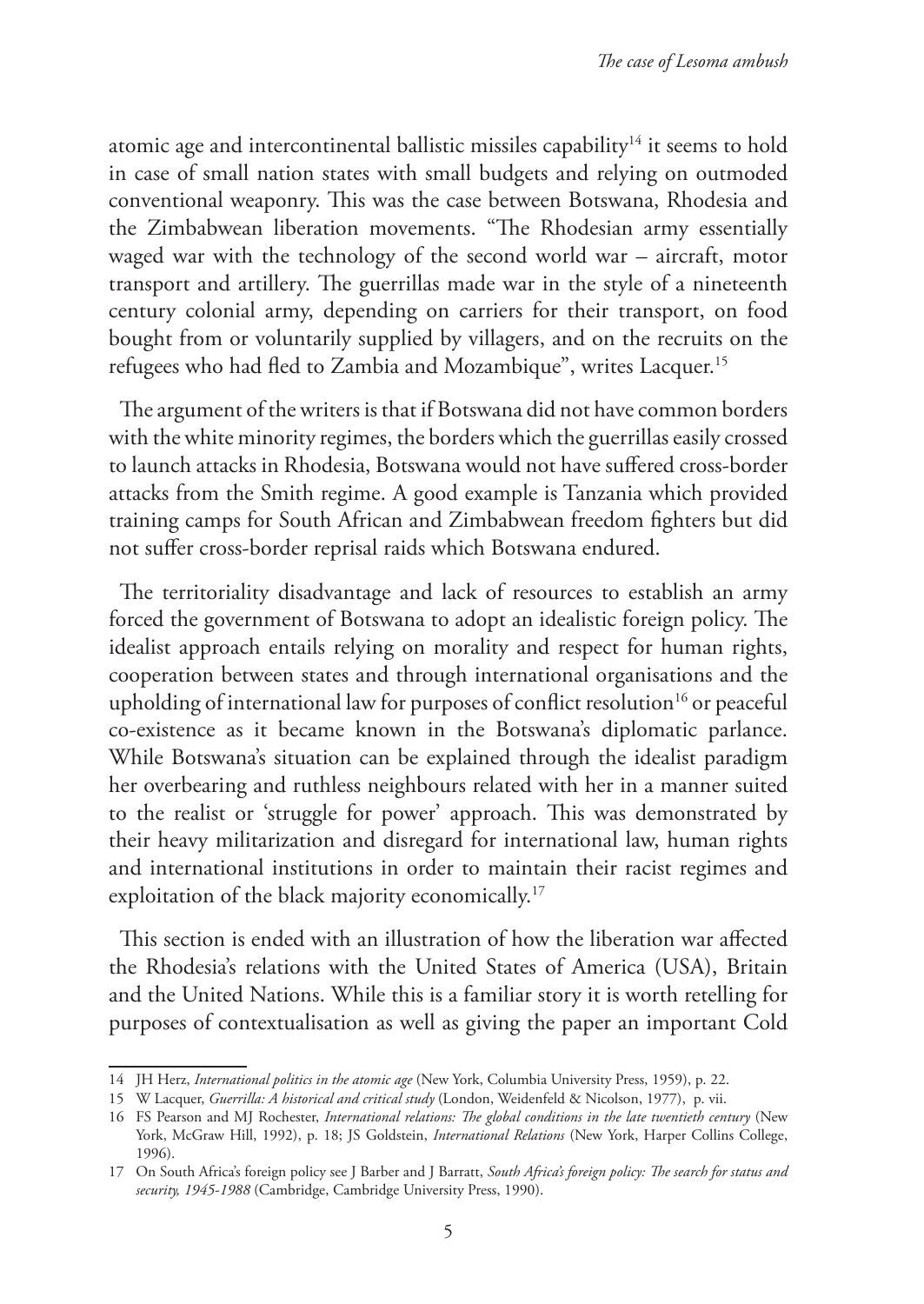atomic age and intercontinental ballistic missiles capability[14] it seems to hold in case of small nation states with small budgets and relying on outmoded conventional weaponry. This was the case between Botswana, Rhodesia and the Zimbabwean liberation movements. "The Rhodesian army essentially waged war with the technology of the second world war – aircraft, motor transport and artillery. The guerrillas made war in the style of a nineteenth century colonial army, depending on carriers for their transport, on food bought from or voluntarily supplied by villagers, and on the recruits on the refugees who had fled to Zambia and Mozambique", writes Lacquer.[15]

The argument of the writers is that if Botswana did not have common borders with the white minority regimes, the borders which the guerrillas easily crossed to launch attacks in Rhodesia, Botswana would not have suffered cross-border attacks from the Smith regime. A good example is Tanzania which provided training camps for South African and Zimbabwean freedom fighters but did not suffer cross-border reprisal raids which Botswana endured.

The territoriality disadvantage and lack of resources to establish an army forced the government of Botswana to adopt an idealistic foreign policy. The idealist approach entails relying on morality and respect for human rights, cooperation between states and through international organisations and the upholding of international law for purposes of conflict resolution[16] or peaceful co-existence as it became known in the Botswana's diplomatic parlance. While Botswana's situation can be explained through the idealist paradigm her overbearing and ruthless neighbours related with her in a manner suited to the realist or 'struggle for power' approach. This was demonstrated by their heavy militarization and disregard for international law, human rights and international institutions in order to maintain their racist regimes and exploitation of the black majority economically.[17]

This section is ended with an illustration of how the liberation war affected the Rhodesia's relations with the United States of America (USA), Britain and the United Nations. While this is a familiar story it is worth retelling for purposes of contextualisation as well as giving the paper an important Cold

---

14 JH Herz, *International politics in the atomic age* (New York, Columbia University Press, 1959), p. 22.

15 W Lacquer, *Guerrilla: A historical and critical study* (London, Weidenfeld & Nicolson, 1977), p. vii.

16 FS Pearson and MJ Rochester, *International relations: The global conditions in the late twentieth century* (New York, McGraw Hill, 1992), p. 18; JS Goldstein, *International Relations* (New York, Harper Collins College, 1996).

17 On South Africa's foreign policy see J Barber and J Barratt, *South Africa's foreign policy: The search for status and security, 1945-1988* (Cambridge, Cambridge University Press, 1990).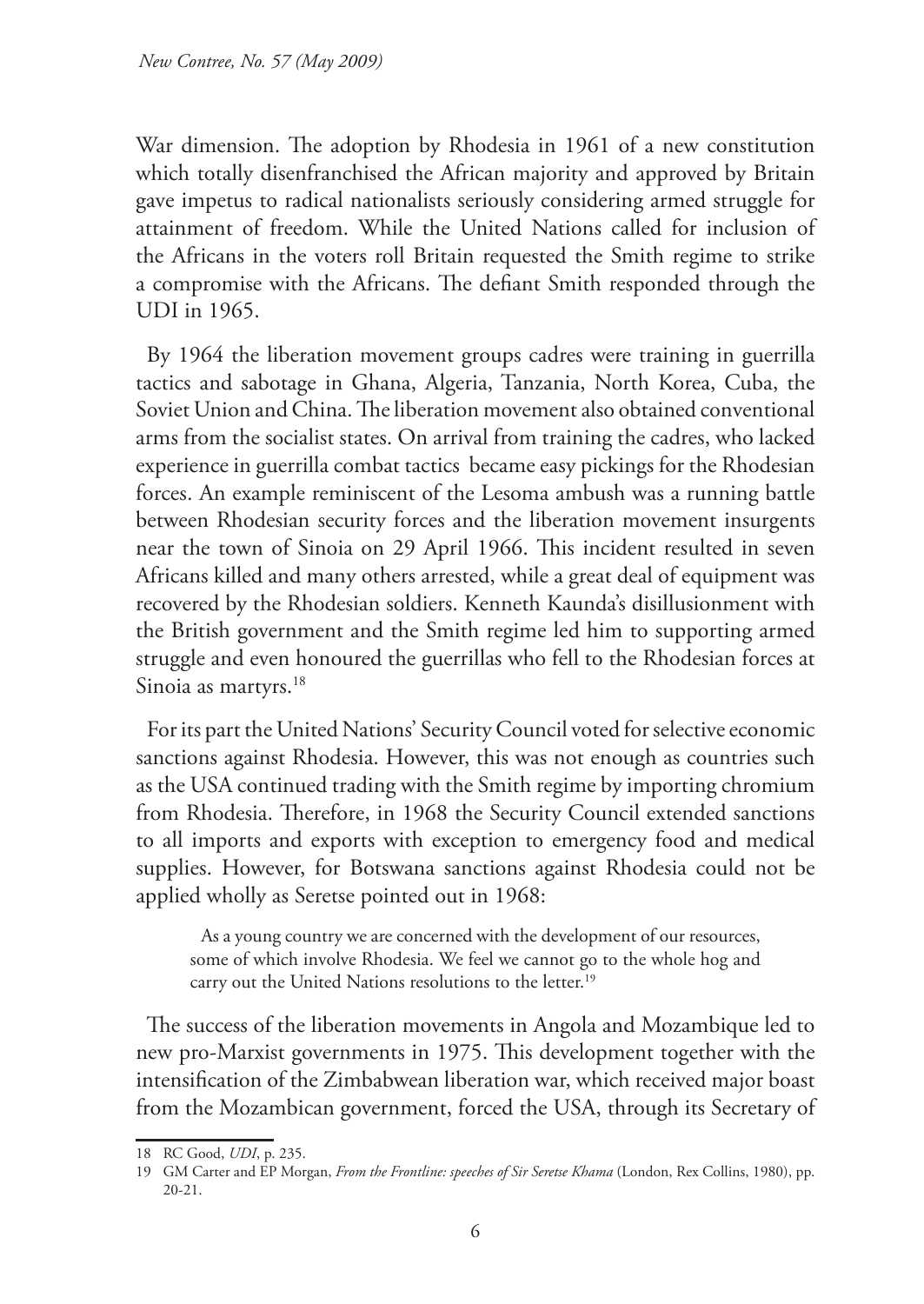War dimension. The adoption by Rhodesia in 1961 of a new constitution which totally disenfranchised the African majority and approved by Britain gave impetus to radical nationalists seriously considering armed struggle for attainment of freedom. While the United Nations called for inclusion of the Africans in the voters roll Britain requested the Smith regime to strike a compromise with the Africans. The defiant Smith responded through the UDI in 1965.

By 1964 the liberation movement groups cadres were training in guerrilla tactics and sabotage in Ghana, Algeria, Tanzania, North Korea, Cuba, the Soviet Union and China. The liberation movement also obtained conventional arms from the socialist states. On arrival from training the cadres, who lacked experience in guerrilla combat tactics became easy pickings for the Rhodesian forces. An example reminiscent of the Lesoma ambush was a running battle between Rhodesian security forces and the liberation movement insurgents near the town of Sinoia on 29 April 1966. This incident resulted in seven Africans killed and many others arrested, while a great deal of equipment was recovered by the Rhodesian soldiers. Kenneth Kaunda's disillusionment with the British government and the Smith regime led him to supporting armed struggle and even honoured the guerrillas who fell to the Rhodesian forces at Sinoia as martyrs.[18]

For its part the United Nations' Security Council voted for selective economic sanctions against Rhodesia. However, this was not enough as countries such as the USA continued trading with the Smith regime by importing chromium from Rhodesia. Therefore, in 1968 the Security Council extended sanctions to all imports and exports with exception to emergency food and medical supplies. However, for Botswana sanctions against Rhodesia could not be applied wholly as Seretse pointed out in 1968:

> As a young country we are concerned with the development of our resources, some of which involve Rhodesia. We feel we cannot go to the whole hog and carry out the United Nations resolutions to the letter.[19]

The success of the liberation movements in Angola and Mozambique led to new pro-Marxist governments in 1975. This development together with the intensification of the Zimbabwean liberation war, which received major boast from the Mozambican government, forced the USA, through its Secretary of

---

18 RC Good, *UDI*, p. 235.

19 GM Carter and EP Morgan, *From the Frontline: speeches of Sir Seretse Khama* (London, Rex Collins, 1980), pp. 20-21.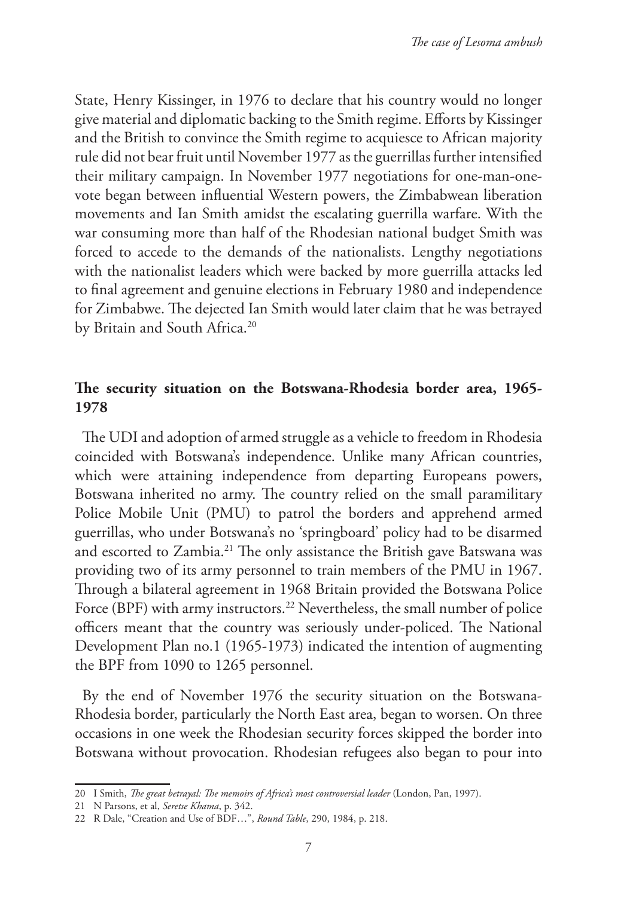State, Henry Kissinger, in 1976 to declare that his country would no longer give material and diplomatic backing to the Smith regime. Efforts by Kissinger and the British to convince the Smith regime to acquiesce to African majority rule did not bear fruit until November 1977 as the guerrillas further intensified their military campaign. In November 1977 negotiations for one-man-one-vote began between influential Western powers, the Zimbabwean liberation movements and Ian Smith amidst the escalating guerrilla warfare. With the war consuming more than half of the Rhodesian national budget Smith was forced to accede to the demands of the nationalists. Lengthy negotiations with the nationalist leaders which were backed by more guerrilla attacks led to final agreement and genuine elections in February 1980 and independence for Zimbabwe. The dejected Ian Smith would later claim that he was betrayed by Britain and South Africa.[20]

## The security situation on the Botswana-Rhodesia border area, 1965-1978

The UDI and adoption of armed struggle as a vehicle to freedom in Rhodesia coincided with Botswana's independence. Unlike many African countries, which were attaining independence from departing Europeans powers, Botswana inherited no army. The country relied on the small paramilitary Police Mobile Unit (PMU) to patrol the borders and apprehend armed guerrillas, who under Botswana's no 'springboard' policy had to be disarmed and escorted to Zambia.[21] The only assistance the British gave Batswana was providing two of its army personnel to train members of the PMU in 1967. Through a bilateral agreement in 1968 Britain provided the Botswana Police Force (BPF) with army instructors.[22] Nevertheless, the small number of police officers meant that the country was seriously under-policed. The National Development Plan no.1 (1965-1973) indicated the intention of augmenting the BPF from 1090 to 1265 personnel.

By the end of November 1976 the security situation on the Botswana-Rhodesia border, particularly the North East area, began to worsen. On three occasions in one week the Rhodesian security forces skipped the border into Botswana without provocation. Rhodesian refugees also began to pour into

20 I Smith, *The great betrayal: The memoirs of Africa's most controversial leader* (London, Pan, 1997).

21 N Parsons, et al, *Seretse Khama*, p. 342.

22 R Dale, "Creation and Use of BDF…", *Round Table*, 290, 1984, p. 218.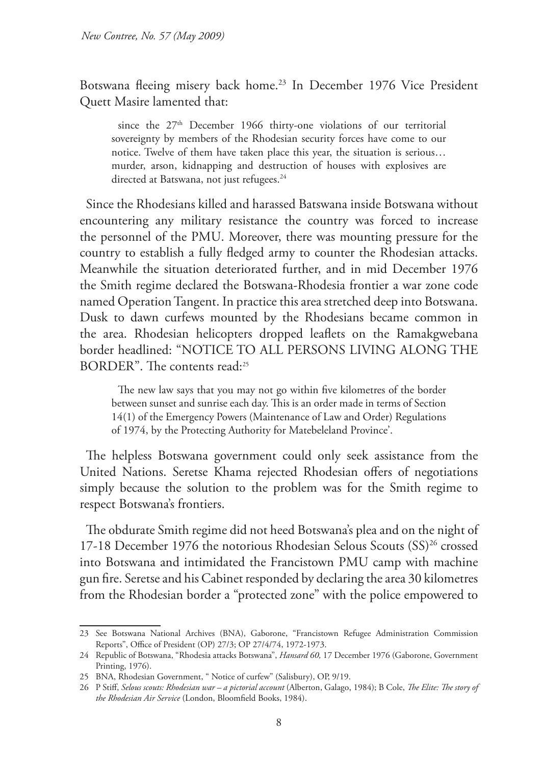Botswana fleeing misery back home.[23] In December 1976 Vice President Quett Masire lamented that:

> since the 27th December 1966 thirty-one violations of our territorial sovereignty by members of the Rhodesian security forces have come to our notice. Twelve of them have taken place this year, the situation is serious… murder, arson, kidnapping and destruction of houses with explosives are directed at Batswana, not just refugees.[24]

Since the Rhodesians killed and harassed Batswana inside Botswana without encountering any military resistance the country was forced to increase the personnel of the PMU. Moreover, there was mounting pressure for the country to establish a fully fledged army to counter the Rhodesian attacks. Meanwhile the situation deteriorated further, and in mid December 1976 the Smith regime declared the Botswana-Rhodesia frontier a war zone code named Operation Tangent. In practice this area stretched deep into Botswana. Dusk to dawn curfews mounted by the Rhodesians became common in the area. Rhodesian helicopters dropped leaflets on the Ramakgwebana border headlined: "NOTICE TO ALL PERSONS LIVING ALONG THE BORDER". The contents read:[25]

> The new law says that you may not go within five kilometres of the border between sunset and sunrise each day. This is an order made in terms of Section 14(1) of the Emergency Powers (Maintenance of Law and Order) Regulations of 1974, by the Protecting Authority for Matebeleland Province'.

The helpless Botswana government could only seek assistance from the United Nations. Seretse Khama rejected Rhodesian offers of negotiations simply because the solution to the problem was for the Smith regime to respect Botswana's frontiers.

The obdurate Smith regime did not heed Botswana's plea and on the night of 17-18 December 1976 the notorious Rhodesian Selous Scouts (SS)[26] crossed into Botswana and intimidated the Francistown PMU camp with machine gun fire. Seretse and his Cabinet responded by declaring the area 30 kilometres from the Rhodesian border a "protected zone" with the police empowered to

---

23 See Botswana National Archives (BNA), Gaborone, "Francistown Refugee Administration Commission Reports", Office of President (OP) 27/3; OP 27/4/74, 1972-1973.

24 Republic of Botswana, "Rhodesia attacks Botswana", *Hansard 60,* 17 December 1976 (Gaborone, Government Printing, 1976).

25 BNA, Rhodesian Government, " Notice of curfew" (Salisbury), OP, 9/19.

26 P Stiff, *Selous scouts: Rhodesian war – a pictorial account* (Alberton, Galago, 1984); B Cole, *The Elite: The story of the Rhodesian Air Service* (London, Bloomfield Books, 1984).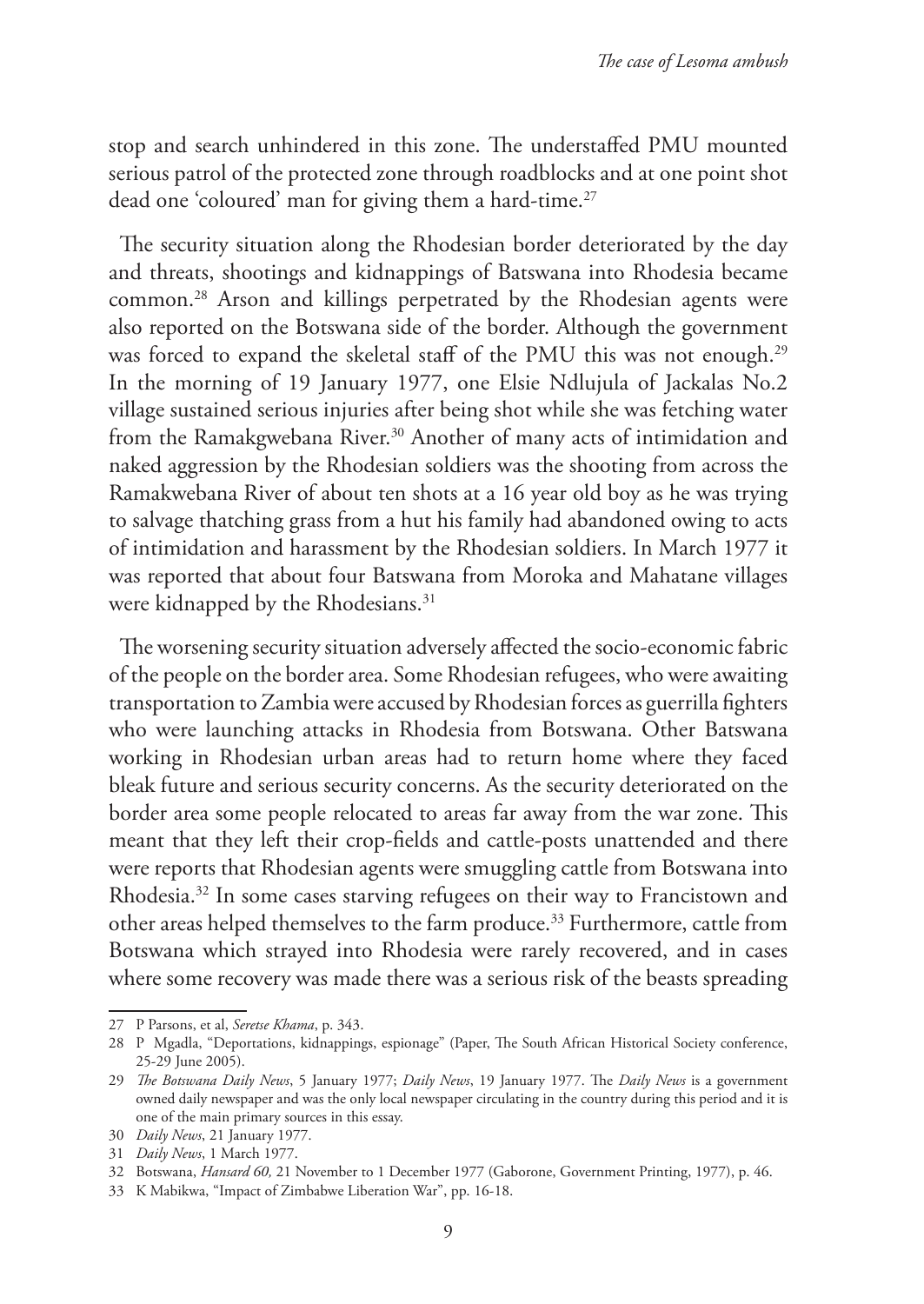stop and search unhindered in this zone. The understaffed PMU mounted serious patrol of the protected zone through roadblocks and at one point shot dead one 'coloured' man for giving them a hard-time.[27]

The security situation along the Rhodesian border deteriorated by the day and threats, shootings and kidnappings of Batswana into Rhodesia became common.[28] Arson and killings perpetrated by the Rhodesian agents were also reported on the Botswana side of the border. Although the government was forced to expand the skeletal staff of the PMU this was not enough.[29] In the morning of 19 January 1977, one Elsie Ndlujula of Jackalas No.2 village sustained serious injuries after being shot while she was fetching water from the Ramakgwebana River.[30] Another of many acts of intimidation and naked aggression by the Rhodesian soldiers was the shooting from across the Ramakwebana River of about ten shots at a 16 year old boy as he was trying to salvage thatching grass from a hut his family had abandoned owing to acts of intimidation and harassment by the Rhodesian soldiers. In March 1977 it was reported that about four Batswana from Moroka and Mahatane villages were kidnapped by the Rhodesians.[31]

The worsening security situation adversely affected the socio-economic fabric of the people on the border area. Some Rhodesian refugees, who were awaiting transportation to Zambia were accused by Rhodesian forces as guerrilla fighters who were launching attacks in Rhodesia from Botswana. Other Batswana working in Rhodesian urban areas had to return home where they faced bleak future and serious security concerns. As the security deteriorated on the border area some people relocated to areas far away from the war zone. This meant that they left their crop-fields and cattle-posts unattended and there were reports that Rhodesian agents were smuggling cattle from Botswana into Rhodesia.[32] In some cases starving refugees on their way to Francistown and other areas helped themselves to the farm produce.[33] Furthermore, cattle from Botswana which strayed into Rhodesia were rarely recovered, and in cases where some recovery was made there was a serious risk of the beasts spreading

---

27 P Parsons, et al, *Seretse Khama*, p. 343.

28 P Mgadla, "Deportations, kidnappings, espionage" (Paper, The South African Historical Society conference, 25-29 June 2005).

29 *The Botswana Daily News*, 5 January 1977; *Daily News*, 19 January 1977. The *Daily News* is a government owned daily newspaper and was the only local newspaper circulating in the country during this period and it is one of the main primary sources in this essay.

30 *Daily News*, 21 January 1977.

31 *Daily News*, 1 March 1977.

32 Botswana, *Hansard 60,* 21 November to 1 December 1977 (Gaborone, Government Printing, 1977), p. 46.

33 K Mabikwa, "Impact of Zimbabwe Liberation War", pp. 16-18.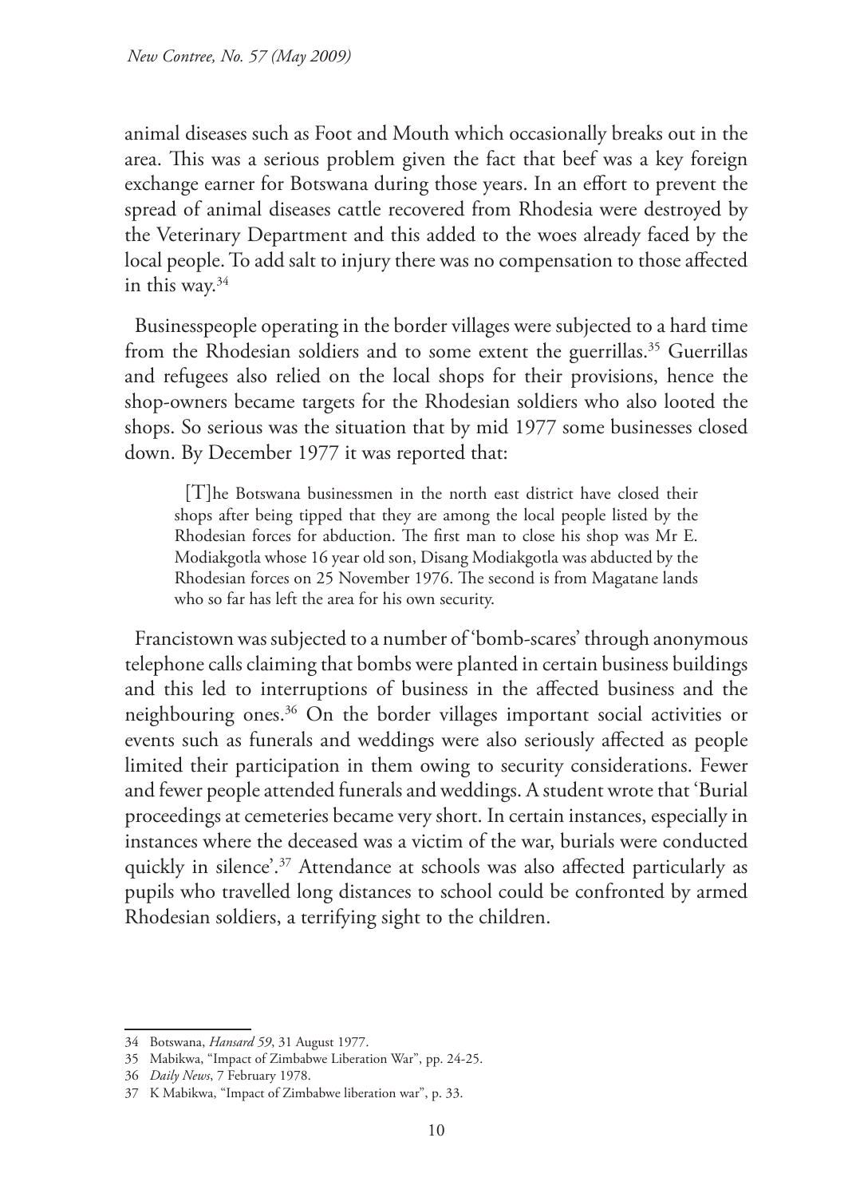animal diseases such as Foot and Mouth which occasionally breaks out in the area. This was a serious problem given the fact that beef was a key foreign exchange earner for Botswana during those years. In an effort to prevent the spread of animal diseases cattle recovered from Rhodesia were destroyed by the Veterinary Department and this added to the woes already faced by the local people. To add salt to injury there was no compensation to those affected in this way.[34]

Businesspeople operating in the border villages were subjected to a hard time from the Rhodesian soldiers and to some extent the guerrillas.[35] Guerrillas and refugees also relied on the local shops for their provisions, hence the shop-owners became targets for the Rhodesian soldiers who also looted the shops. So serious was the situation that by mid 1977 some businesses closed down. By December 1977 it was reported that:

> [T]he Botswana businessmen in the north east district have closed their shops after being tipped that they are among the local people listed by the Rhodesian forces for abduction. The first man to close his shop was Mr E. Modiakgotla whose 16 year old son, Disang Modiakgotla was abducted by the Rhodesian forces on 25 November 1976. The second is from Magatane lands who so far has left the area for his own security.

Francistown was subjected to a number of 'bomb-scares' through anonymous telephone calls claiming that bombs were planted in certain business buildings and this led to interruptions of business in the affected business and the neighbouring ones.[36] On the border villages important social activities or events such as funerals and weddings were also seriously affected as people limited their participation in them owing to security considerations. Fewer and fewer people attended funerals and weddings. A student wrote that 'Burial proceedings at cemeteries became very short. In certain instances, especially in instances where the deceased was a victim of the war, burials were conducted quickly in silence'.[37] Attendance at schools was also affected particularly as pupils who travelled long distances to school could be confronted by armed Rhodesian soldiers, a terrifying sight to the children.

---

34 Botswana, *Hansard 59*, 31 August 1977.

35 Mabikwa, "Impact of Zimbabwe Liberation War", pp. 24-25.

36 *Daily News*, 7 February 1978.

37 K Mabikwa, "Impact of Zimbabwe liberation war", p. 33.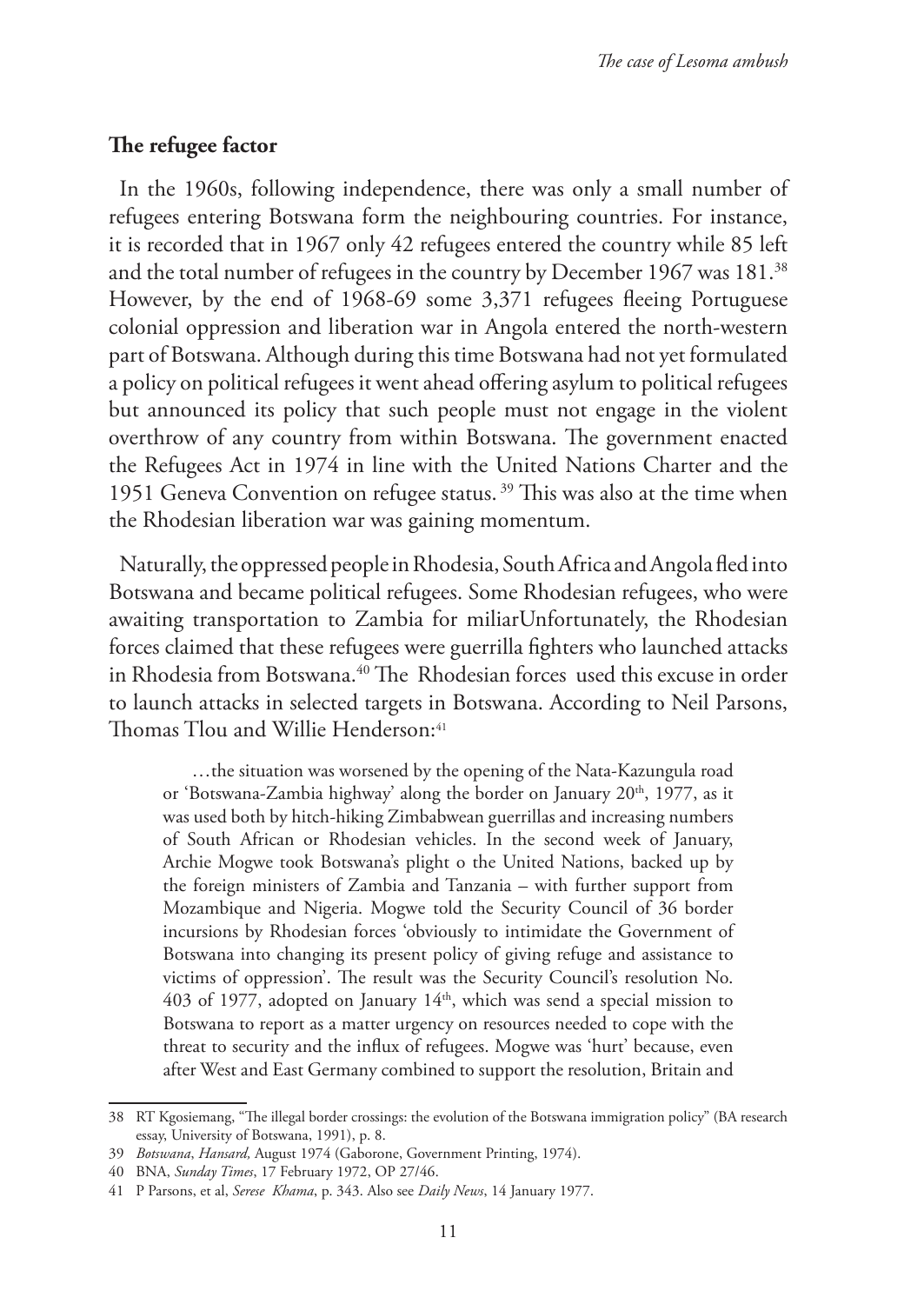## The refugee factor

In the 1960s, following independence, there was only a small number of refugees entering Botswana form the neighbouring countries. For instance, it is recorded that in 1967 only 42 refugees entered the country while 85 left and the total number of refugees in the country by December 1967 was 181.[38] However, by the end of 1968-69 some 3,371 refugees fleeing Portuguese colonial oppression and liberation war in Angola entered the north-western part of Botswana. Although during this time Botswana had not yet formulated a policy on political refugees it went ahead offering asylum to political refugees but announced its policy that such people must not engage in the violent overthrow of any country from within Botswana. The government enacted the Refugees Act in 1974 in line with the United Nations Charter and the 1951 Geneva Convention on refugee status.[39] This was also at the time when the Rhodesian liberation war was gaining momentum.

Naturally, the oppressed people in Rhodesia, South Africa and Angola fled into Botswana and became political refugees. Some Rhodesian refugees, who were awaiting transportation to Zambia for miliarUnfortunately, the Rhodesian forces claimed that these refugees were guerrilla fighters who launched attacks in Rhodesia from Botswana.[40] The Rhodesian forces used this excuse in order to launch attacks in selected targets in Botswana. According to Neil Parsons, Thomas Tlou and Willie Henderson:[41]

> …the situation was worsened by the opening of the Nata-Kazungula road or 'Botswana-Zambia highway' along the border on January 20th, 1977, as it was used both by hitch-hiking Zimbabwean guerrillas and increasing numbers of South African or Rhodesian vehicles. In the second week of January, Archie Mogwe took Botswana's plight o the United Nations, backed up by the foreign ministers of Zambia and Tanzania – with further support from Mozambique and Nigeria. Mogwe told the Security Council of 36 border incursions by Rhodesian forces 'obviously to intimidate the Government of Botswana into changing its present policy of giving refuge and assistance to victims of oppression'. The result was the Security Council's resolution No. 403 of 1977, adopted on January 14th, which was send a special mission to Botswana to report as a matter urgency on resources needed to cope with the threat to security and the influx of refugees. Mogwe was 'hurt' because, even after West and East Germany combined to support the resolution, Britain and

---

38 RT Kgosiemang, "The illegal border crossings: the evolution of the Botswana immigration policy" (BA research essay, University of Botswana, 1991), p. 8.

39 *Botswana*, *Hansard,* August 1974 (Gaborone, Government Printing, 1974).

40 BNA, *Sunday Times*, 17 February 1972, OP 27/46.

41 P Parsons, et al, *Serese Khama*, p. 343. Also see *Daily News*, 14 January 1977.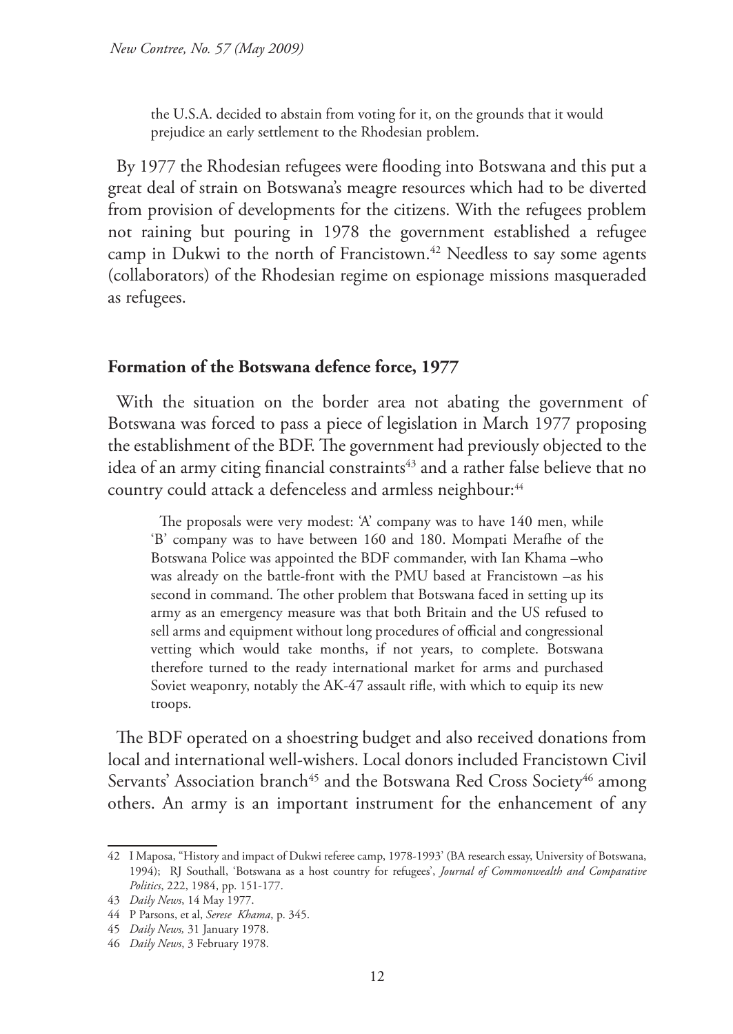> the U.S.A. decided to abstain from voting for it, on the grounds that it would prejudice an early settlement to the Rhodesian problem.

By 1977 the Rhodesian refugees were flooding into Botswana and this put a great deal of strain on Botswana's meagre resources which had to be diverted from provision of developments for the citizens. With the refugees problem not raining but pouring in 1978 the government established a refugee camp in Dukwi to the north of Francistown.[42] Needless to say some agents (collaborators) of the Rhodesian regime on espionage missions masqueraded as refugees.

## Formation of the Botswana defence force, 1977

With the situation on the border area not abating the government of Botswana was forced to pass a piece of legislation in March 1977 proposing the establishment of the BDF. The government had previously objected to the idea of an army citing financial constraints[43] and a rather false believe that no country could attack a defenceless and armless neighbour:[44]

> The proposals were very modest: 'A' company was to have 140 men, while 'B' company was to have between 160 and 180. Mompati Merafhe of the Botswana Police was appointed the BDF commander, with Ian Khama –who was already on the battle-front with the PMU based at Francistown –as his second in command. The other problem that Botswana faced in setting up its army as an emergency measure was that both Britain and the US refused to sell arms and equipment without long procedures of official and congressional vetting which would take months, if not years, to complete. Botswana therefore turned to the ready international market for arms and purchased Soviet weaponry, notably the AK-47 assault rifle, with which to equip its new troops.

The BDF operated on a shoestring budget and also received donations from local and international well-wishers. Local donors included Francistown Civil Servants' Association branch[45] and the Botswana Red Cross Society[46] among others. An army is an important instrument for the enhancement of any

---

42 I Maposa, "History and impact of Dukwi referee camp, 1978-1993' (BA research essay, University of Botswana, 1994); RJ Southall, 'Botswana as a host country for refugees', *Journal of Commonwealth and Comparative Politics*, 222, 1984, pp. 151-177.

43 *Daily News*, 14 May 1977.

44 P Parsons, et al, *Serese Khama*, p. 345.

45 *Daily News,* 31 January 1978.

46 *Daily News*, 3 February 1978.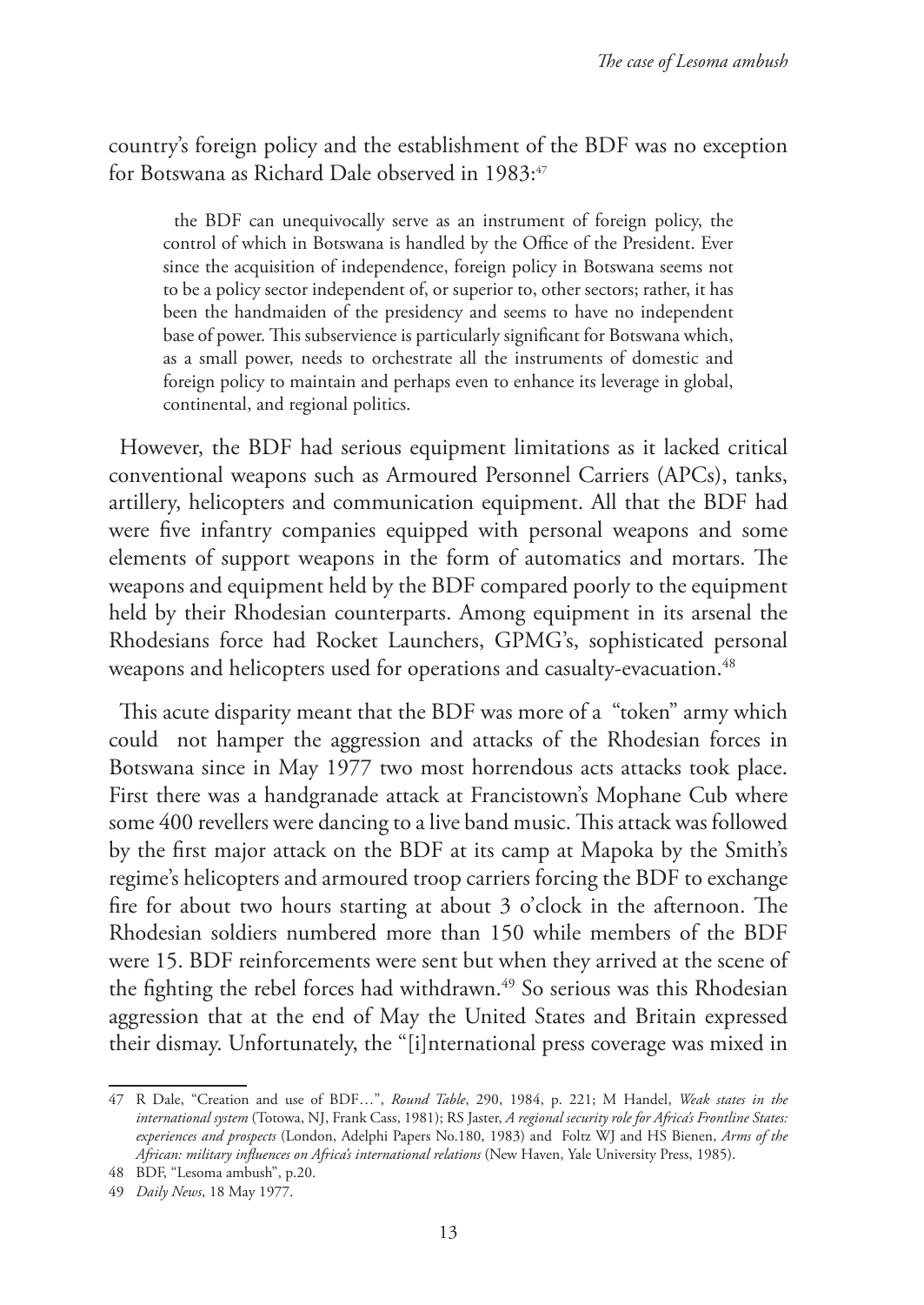country's foreign policy and the establishment of the BDF was no exception for Botswana as Richard Dale observed in 1983:[47]

> the BDF can unequivocally serve as an instrument of foreign policy, the control of which in Botswana is handled by the Office of the President. Ever since the acquisition of independence, foreign policy in Botswana seems not to be a policy sector independent of, or superior to, other sectors; rather, it has been the handmaiden of the presidency and seems to have no independent base of power. This subservience is particularly significant for Botswana which, as a small power, needs to orchestrate all the instruments of domestic and foreign policy to maintain and perhaps even to enhance its leverage in global, continental, and regional politics.

However, the BDF had serious equipment limitations as it lacked critical conventional weapons such as Armoured Personnel Carriers (APCs), tanks, artillery, helicopters and communication equipment. All that the BDF had were five infantry companies equipped with personal weapons and some elements of support weapons in the form of automatics and mortars. The weapons and equipment held by the BDF compared poorly to the equipment held by their Rhodesian counterparts. Among equipment in its arsenal the Rhodesians force had Rocket Launchers, GPMG's, sophisticated personal weapons and helicopters used for operations and casualty-evacuation.[48]

This acute disparity meant that the BDF was more of a "token" army which could not hamper the aggression and attacks of the Rhodesian forces in Botswana since in May 1977 two most horrendous acts attacks took place. First there was a handgranade attack at Francistown's Mophane Cub where some 400 revellers were dancing to a live band music. This attack was followed by the first major attack on the BDF at its camp at Mapoka by the Smith's regime's helicopters and armoured troop carriers forcing the BDF to exchange fire for about two hours starting at about 3 o'clock in the afternoon. The Rhodesian soldiers numbered more than 150 while members of the BDF were 15. BDF reinforcements were sent but when they arrived at the scene of the fighting the rebel forces had withdrawn.[49] So serious was this Rhodesian aggression that at the end of May the United States and Britain expressed their dismay. Unfortunately, the "[i]nternational press coverage was mixed in

---

47 R Dale, "Creation and use of BDF…", *Round Table*, 290, 1984, p. 221; M Handel, *Weak states in the international system* (Totowa, NJ, Frank Cass, 1981); RS Jaster, *A regional security role for Africa's Frontline States: experiences and prospects* (London, Adelphi Papers No.180, 1983) and Foltz WJ and HS Bienen, *Arms of the African: military influences on Africa's international relations* (New Haven, Yale University Press, 1985).

48 BDF, "Lesoma ambush", p.20.

49 *Daily News*, 18 May 1977.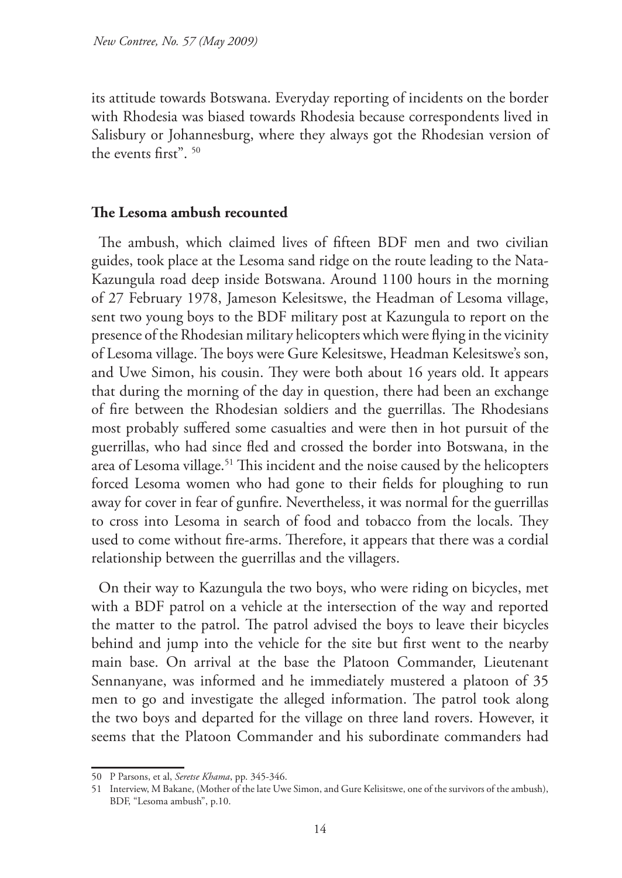its attitude towards Botswana. Everyday reporting of incidents on the border with Rhodesia was biased towards Rhodesia because correspondents lived in Salisbury or Johannesburg, where they always got the Rhodesian version of the events first". [50]

## The Lesoma ambush recounted

The ambush, which claimed lives of fifteen BDF men and two civilian guides, took place at the Lesoma sand ridge on the route leading to the Nata-Kazungula road deep inside Botswana. Around 1100 hours in the morning of 27 February 1978, Jameson Kelesitswe, the Headman of Lesoma village, sent two young boys to the BDF military post at Kazungula to report on the presence of the Rhodesian military helicopters which were flying in the vicinity of Lesoma village. The boys were Gure Kelesitswe, Headman Kelesitswe's son, and Uwe Simon, his cousin. They were both about 16 years old. It appears that during the morning of the day in question, there had been an exchange of fire between the Rhodesian soldiers and the guerrillas. The Rhodesians most probably suffered some casualties and were then in hot pursuit of the guerrillas, who had since fled and crossed the border into Botswana, in the area of Lesoma village.[51] This incident and the noise caused by the helicopters forced Lesoma women who had gone to their fields for ploughing to run away for cover in fear of gunfire. Nevertheless, it was normal for the guerrillas to cross into Lesoma in search of food and tobacco from the locals. They used to come without fire-arms. Therefore, it appears that there was a cordial relationship between the guerrillas and the villagers.

On their way to Kazungula the two boys, who were riding on bicycles, met with a BDF patrol on a vehicle at the intersection of the way and reported the matter to the patrol. The patrol advised the boys to leave their bicycles behind and jump into the vehicle for the site but first went to the nearby main base. On arrival at the base the Platoon Commander, Lieutenant Sennanyane, was informed and he immediately mustered a platoon of 35 men to go and investigate the alleged information. The patrol took along the two boys and departed for the village on three land rovers. However, it seems that the Platoon Commander and his subordinate commanders had

---

50 P Parsons, et al, *Seretse Khama*, pp. 345-346.

51 Interview, M Bakane, (Mother of the late Uwe Simon, and Gure Kelisitswe, one of the survivors of the ambush), BDF, "Lesoma ambush", p.10.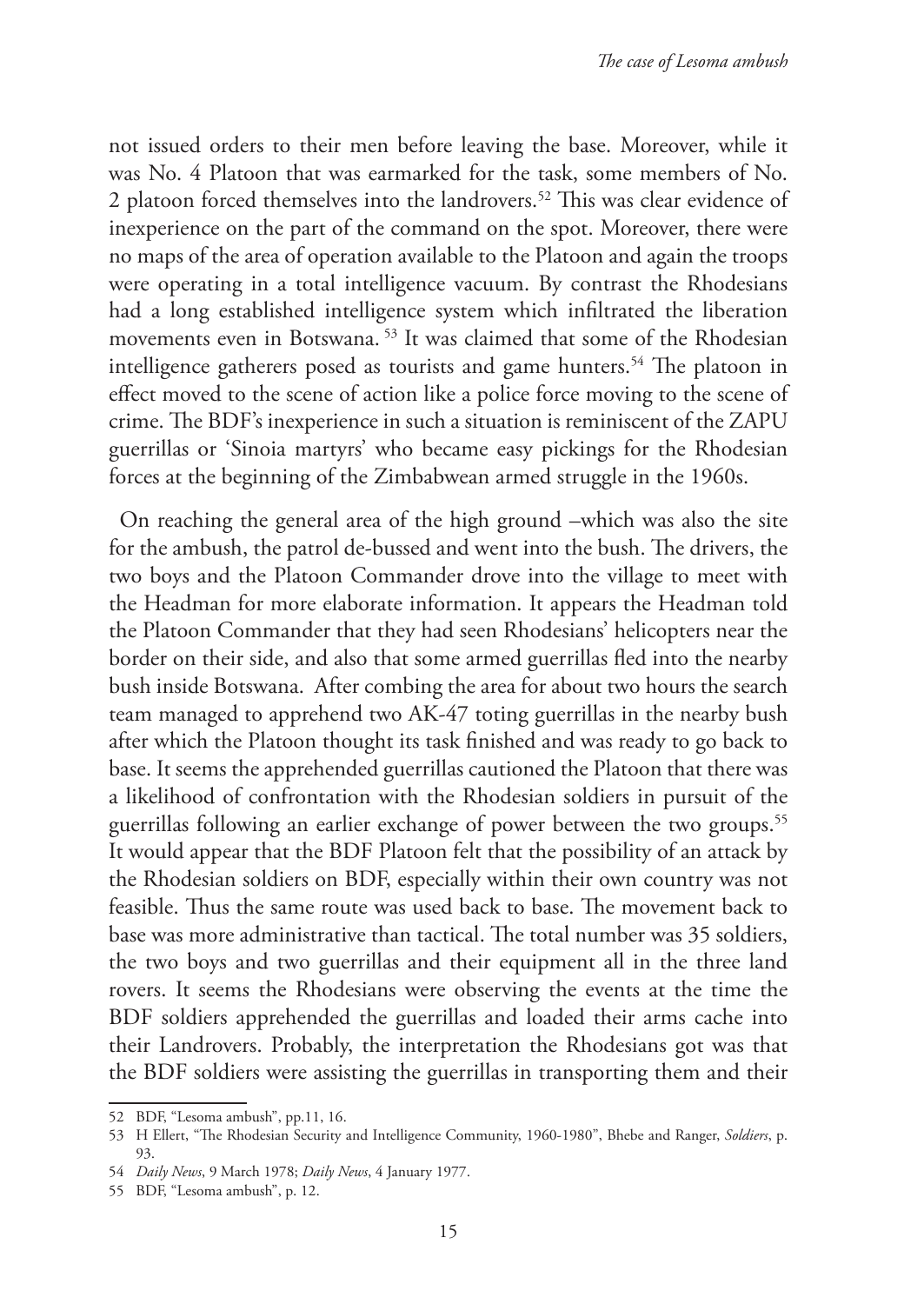not issued orders to their men before leaving the base. Moreover, while it was No. 4 Platoon that was earmarked for the task, some members of No. 2 platoon forced themselves into the landrovers.[52] This was clear evidence of inexperience on the part of the command on the spot. Moreover, there were no maps of the area of operation available to the Platoon and again the troops were operating in a total intelligence vacuum. By contrast the Rhodesians had a long established intelligence system which infiltrated the liberation movements even in Botswana.[53] It was claimed that some of the Rhodesian intelligence gatherers posed as tourists and game hunters.[54] The platoon in effect moved to the scene of action like a police force moving to the scene of crime. The BDF's inexperience in such a situation is reminiscent of the ZAPU guerrillas or 'Sinoia martyrs' who became easy pickings for the Rhodesian forces at the beginning of the Zimbabwean armed struggle in the 1960s.

On reaching the general area of the high ground –which was also the site for the ambush, the patrol de-bussed and went into the bush. The drivers, the two boys and the Platoon Commander drove into the village to meet with the Headman for more elaborate information. It appears the Headman told the Platoon Commander that they had seen Rhodesians' helicopters near the border on their side, and also that some armed guerrillas fled into the nearby bush inside Botswana. After combing the area for about two hours the search team managed to apprehend two AK-47 toting guerrillas in the nearby bush after which the Platoon thought its task finished and was ready to go back to base. It seems the apprehended guerrillas cautioned the Platoon that there was a likelihood of confrontation with the Rhodesian soldiers in pursuit of the guerrillas following an earlier exchange of power between the two groups.[55] It would appear that the BDF Platoon felt that the possibility of an attack by the Rhodesian soldiers on BDF, especially within their own country was not feasible. Thus the same route was used back to base. The movement back to base was more administrative than tactical. The total number was 35 soldiers, the two boys and two guerrillas and their equipment all in the three land rovers. It seems the Rhodesians were observing the events at the time the BDF soldiers apprehended the guerrillas and loaded their arms cache into their Landrovers. Probably, the interpretation the Rhodesians got was that the BDF soldiers were assisting the guerrillas in transporting them and their

---

52 BDF, "Lesoma ambush", pp.11, 16.

53 H Ellert, "The Rhodesian Security and Intelligence Community, 1960-1980", Bhebe and Ranger, *Soldiers*, p. 93.

54 *Daily News*, 9 March 1978; *Daily News*, 4 January 1977.

55 BDF, "Lesoma ambush", p. 12.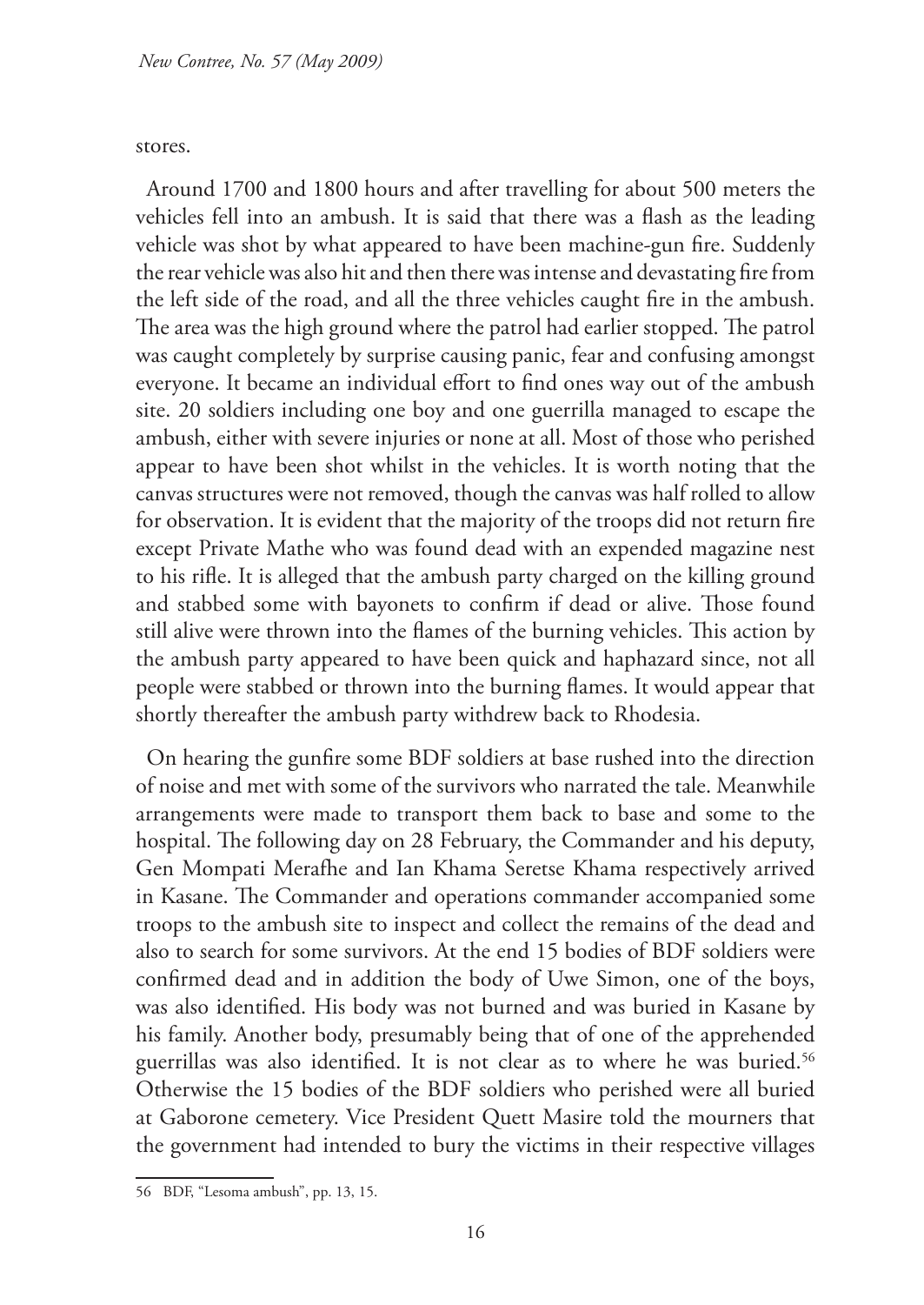stores.

Around 1700 and 1800 hours and after travelling for about 500 meters the vehicles fell into an ambush. It is said that there was a flash as the leading vehicle was shot by what appeared to have been machine-gun fire. Suddenly the rear vehicle was also hit and then there was intense and devastating fire from the left side of the road, and all the three vehicles caught fire in the ambush. The area was the high ground where the patrol had earlier stopped. The patrol was caught completely by surprise causing panic, fear and confusing amongst everyone. It became an individual effort to find ones way out of the ambush site. 20 soldiers including one boy and one guerrilla managed to escape the ambush, either with severe injuries or none at all. Most of those who perished appear to have been shot whilst in the vehicles. It is worth noting that the canvas structures were not removed, though the canvas was half rolled to allow for observation. It is evident that the majority of the troops did not return fire except Private Mathe who was found dead with an expended magazine nest to his rifle. It is alleged that the ambush party charged on the killing ground and stabbed some with bayonets to confirm if dead or alive. Those found still alive were thrown into the flames of the burning vehicles. This action by the ambush party appeared to have been quick and haphazard since, not all people were stabbed or thrown into the burning flames. It would appear that shortly thereafter the ambush party withdrew back to Rhodesia.

On hearing the gunfire some BDF soldiers at base rushed into the direction of noise and met with some of the survivors who narrated the tale. Meanwhile arrangements were made to transport them back to base and some to the hospital. The following day on 28 February, the Commander and his deputy, Gen Mompati Merafhe and Ian Khama Seretse Khama respectively arrived in Kasane. The Commander and operations commander accompanied some troops to the ambush site to inspect and collect the remains of the dead and also to search for some survivors. At the end 15 bodies of BDF soldiers were confirmed dead and in addition the body of Uwe Simon, one of the boys, was also identified. His body was not burned and was buried in Kasane by his family. Another body, presumably being that of one of the apprehended guerrillas was also identified. It is not clear as to where he was buried.[56] Otherwise the 15 bodies of the BDF soldiers who perished were all buried at Gaborone cemetery. Vice President Quett Masire told the mourners that the government had intended to bury the victims in their respective villages

56 BDF, "Lesoma ambush", pp. 13, 15.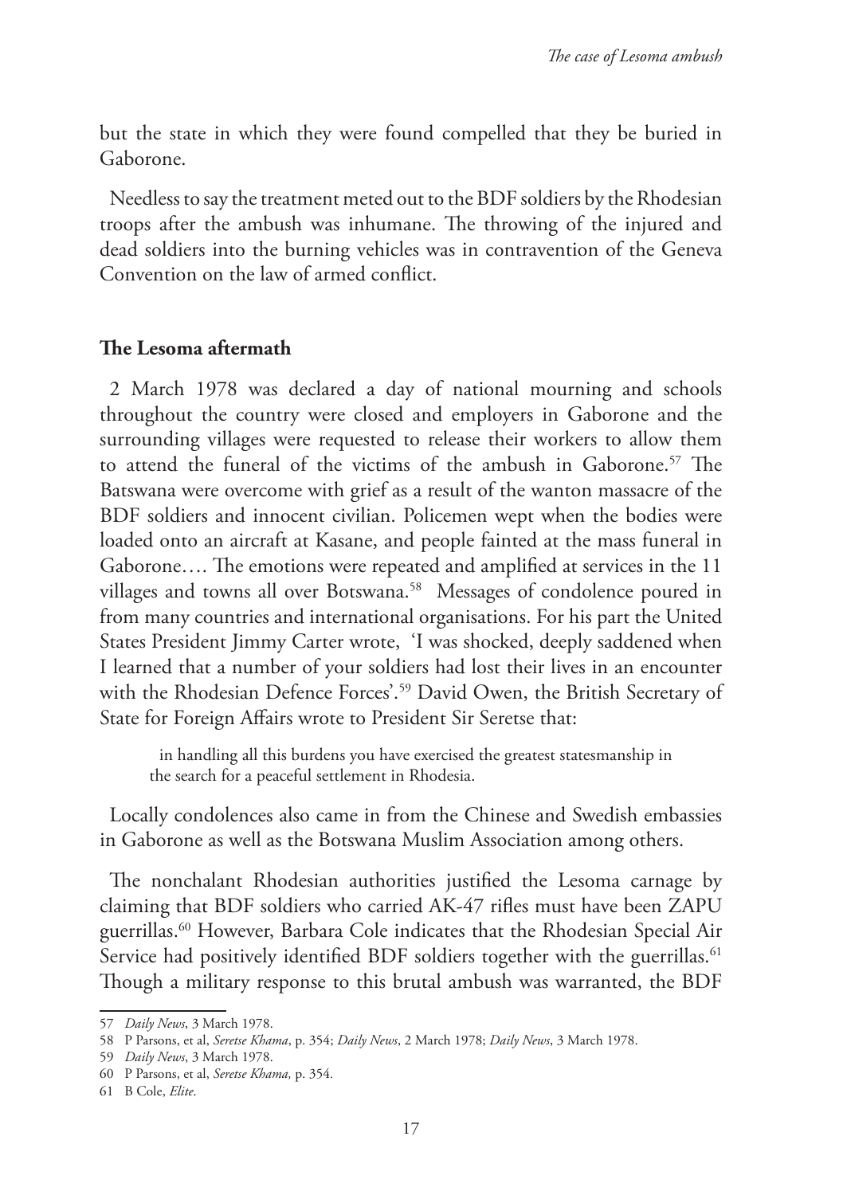but the state in which they were found compelled that they be buried in Gaborone.

Needless to say the treatment meted out to the BDF soldiers by the Rhodesian troops after the ambush was inhumane. The throwing of the injured and dead soldiers into the burning vehicles was in contravention of the Geneva Convention on the law of armed conflict.

## The Lesoma aftermath

2 March 1978 was declared a day of national mourning and schools throughout the country were closed and employers in Gaborone and the surrounding villages were requested to release their workers to allow them to attend the funeral of the victims of the ambush in Gaborone.[57] The Batswana were overcome with grief as a result of the wanton massacre of the BDF soldiers and innocent civilian. Policemen wept when the bodies were loaded onto an aircraft at Kasane, and people fainted at the mass funeral in Gaborone…. The emotions were repeated and amplified at services in the 11 villages and towns all over Botswana.[58] Messages of condolence poured in from many countries and international organisations. For his part the United States President Jimmy Carter wrote, 'I was shocked, deeply saddened when I learned that a number of your soldiers had lost their lives in an encounter with the Rhodesian Defence Forces'.[59] David Owen, the British Secretary of State for Foreign Affairs wrote to President Sir Seretse that:

> in handling all this burdens you have exercised the greatest statesmanship in the search for a peaceful settlement in Rhodesia.

Locally condolences also came in from the Chinese and Swedish embassies in Gaborone as well as the Botswana Muslim Association among others.

The nonchalant Rhodesian authorities justified the Lesoma carnage by claiming that BDF soldiers who carried AK-47 rifles must have been ZAPU guerrillas.[60] However, Barbara Cole indicates that the Rhodesian Special Air Service had positively identified BDF soldiers together with the guerrillas.[61] Though a military response to this brutal ambush was warranted, the BDF

---

57 *Daily News*, 3 March 1978.

58 P Parsons, et al, *Seretse Khama*, p. 354; *Daily News*, 2 March 1978; *Daily News*, 3 March 1978.

59 *Daily News*, 3 March 1978.

60 P Parsons, et al, *Seretse Khama,* p. 354.

61 B Cole, *Elite*.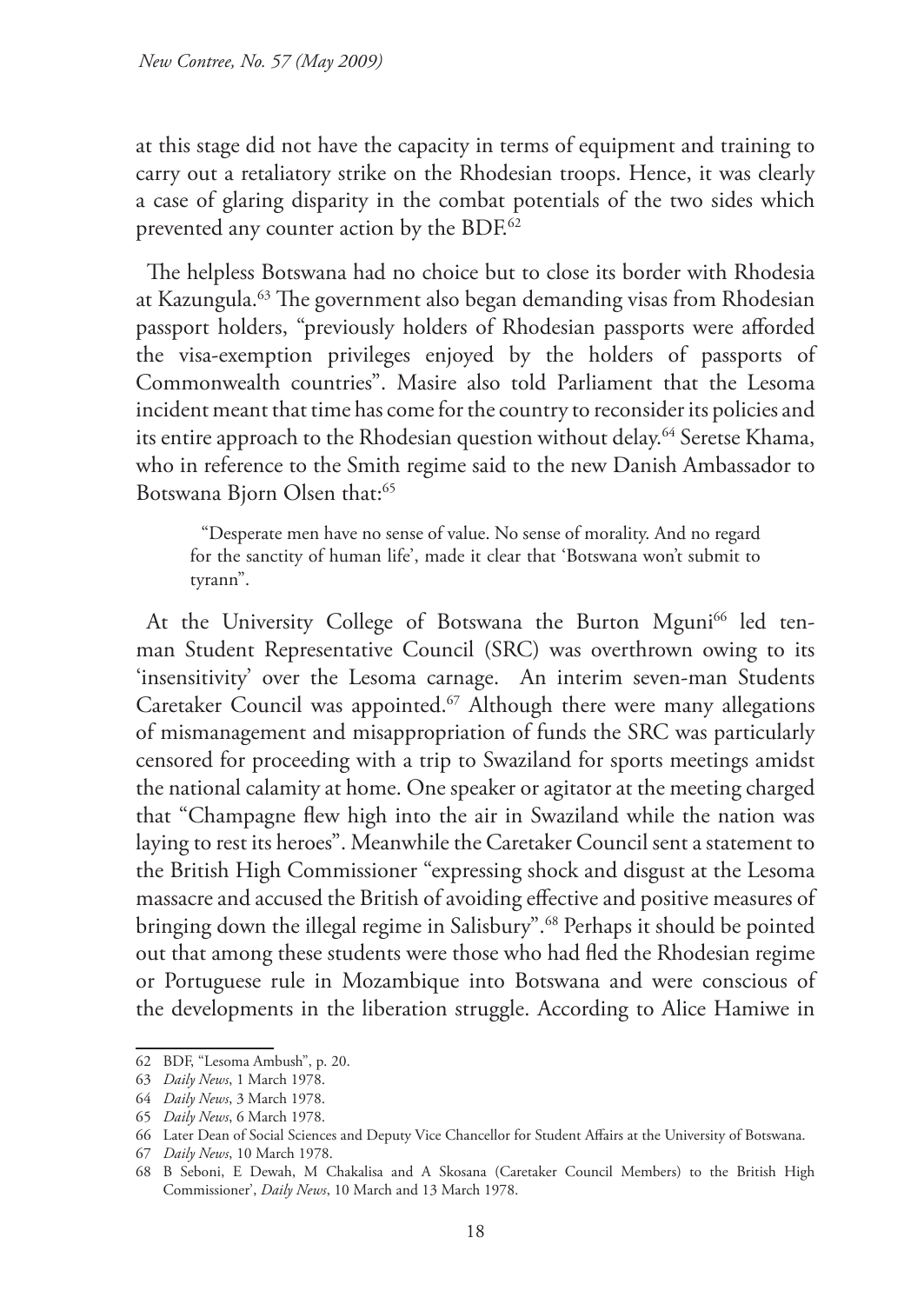at this stage did not have the capacity in terms of equipment and training to carry out a retaliatory strike on the Rhodesian troops. Hence, it was clearly a case of glaring disparity in the combat potentials of the two sides which prevented any counter action by the BDF.[62]

The helpless Botswana had no choice but to close its border with Rhodesia at Kazungula.[63] The government also began demanding visas from Rhodesian passport holders, "previously holders of Rhodesian passports were afforded the visa-exemption privileges enjoyed by the holders of passports of Commonwealth countries". Masire also told Parliament that the Lesoma incident meant that time has come for the country to reconsider its policies and its entire approach to the Rhodesian question without delay.[64] Seretse Khama, who in reference to the Smith regime said to the new Danish Ambassador to Botswana Bjorn Olsen that:[65]

> "Desperate men have no sense of value. No sense of morality. And no regard for the sanctity of human life', made it clear that 'Botswana won't submit to tyrann".

At the University College of Botswana the Burton Mguni[66] led ten-man Student Representative Council (SRC) was overthrown owing to its 'insensitivity' over the Lesoma carnage. An interim seven-man Students Caretaker Council was appointed.[67] Although there were many allegations of mismanagement and misappropriation of funds the SRC was particularly censored for proceeding with a trip to Swaziland for sports meetings amidst the national calamity at home. One speaker or agitator at the meeting charged that "Champagne flew high into the air in Swaziland while the nation was laying to rest its heroes". Meanwhile the Caretaker Council sent a statement to the British High Commissioner "expressing shock and disgust at the Lesoma massacre and accused the British of avoiding effective and positive measures of bringing down the illegal regime in Salisbury".[68] Perhaps it should be pointed out that among these students were those who had fled the Rhodesian regime or Portuguese rule in Mozambique into Botswana and were conscious of the developments in the liberation struggle. According to Alice Hamiwe in

---

62 BDF, "Lesoma Ambush", p. 20.

63 *Daily News*, 1 March 1978.

64 *Daily News*, 3 March 1978.

65 *Daily News*, 6 March 1978.

66 Later Dean of Social Sciences and Deputy Vice Chancellor for Student Affairs at the University of Botswana.

67 *Daily News*, 10 March 1978.

68 B Seboni, E Dewah, M Chakalisa and A Skosana (Caretaker Council Members) to the British High Commissioner', *Daily News*, 10 March and 13 March 1978.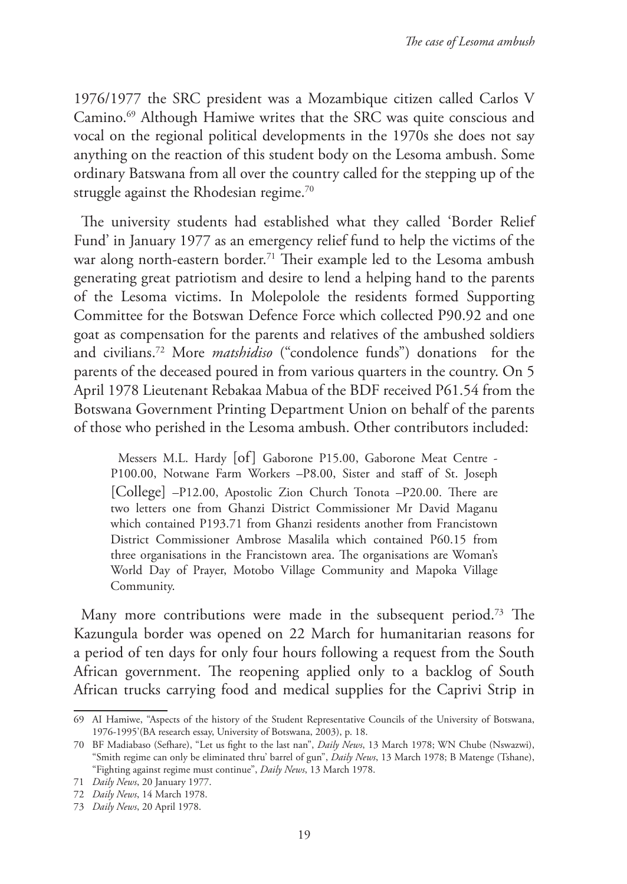1976/1977 the SRC president was a Mozambique citizen called Carlos V Camino.[69] Although Hamiwe writes that the SRC was quite conscious and vocal on the regional political developments in the 1970s she does not say anything on the reaction of this student body on the Lesoma ambush. Some ordinary Batswana from all over the country called for the stepping up of the struggle against the Rhodesian regime.[70]

The university students had established what they called 'Border Relief Fund' in January 1977 as an emergency relief fund to help the victims of the war along north-eastern border.[71] Their example led to the Lesoma ambush generating great patriotism and desire to lend a helping hand to the parents of the Lesoma victims. In Molepolole the residents formed Supporting Committee for the Botswan Defence Force which collected P90.92 and one goat as compensation for the parents and relatives of the ambushed soldiers and civilians.[72] More *matshidiso* ("condolence funds") donations for the parents of the deceased poured in from various quarters in the country. On 5 April 1978 Lieutenant Rebakaa Mabua of the BDF received P61.54 from the Botswana Government Printing Department Union on behalf of the parents of those who perished in the Lesoma ambush. Other contributors included:

> Messers M.L. Hardy [of] Gaborone P15.00, Gaborone Meat Centre - P100.00, Notwane Farm Workers –P8.00, Sister and staff of St. Joseph [College] –P12.00, Apostolic Zion Church Tonota –P20.00. There are two letters one from Ghanzi District Commissioner Mr David Maganu which contained P193.71 from Ghanzi residents another from Francistown District Commissioner Ambrose Masalila which contained P60.15 from three organisations in the Francistown area. The organisations are Woman's World Day of Prayer, Motobo Village Community and Mapoka Village Community.

Many more contributions were made in the subsequent period.[73] The Kazungula border was opened on 22 March for humanitarian reasons for a period of ten days for only four hours following a request from the South African government. The reopening applied only to a backlog of South African trucks carrying food and medical supplies for the Caprivi Strip in

---

69 AI Hamiwe, "Aspects of the history of the Student Representative Councils of the University of Botswana, 1976-1995'(BA research essay, University of Botswana, 2003), p. 18.

70 BF Madiabaso (Sefhare), "Let us fight to the last nan", *Daily News*, 13 March 1978; WN Chube (Nswazwi), "Smith regime can only be eliminated thru' barrel of gun", *Daily News*, 13 March 1978; B Matenge (Tshane), "Fighting against regime must continue", *Daily News*, 13 March 1978.

71 *Daily News*, 20 January 1977.

72 *Daily News*, 14 March 1978.

73 *Daily News*, 20 April 1978.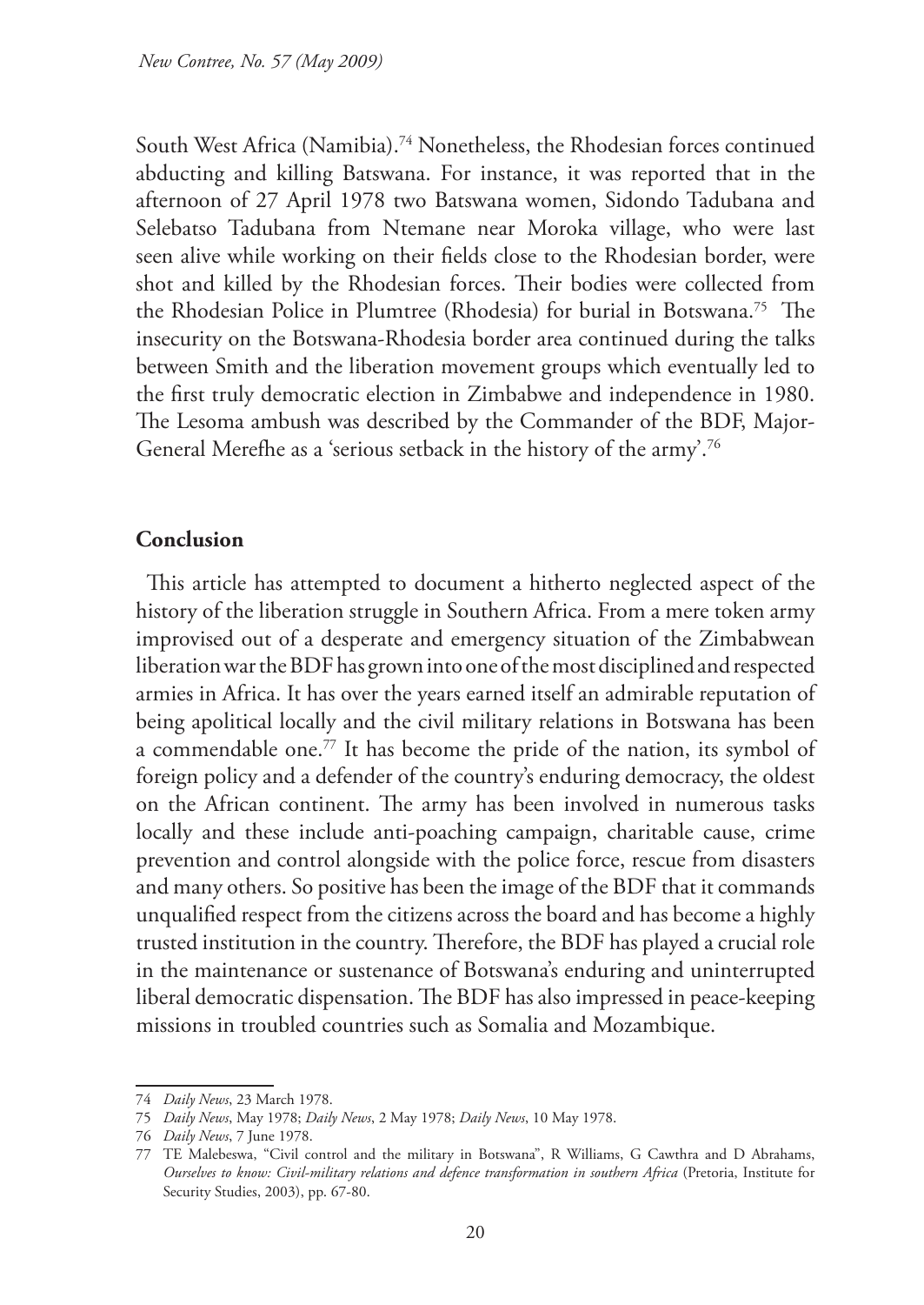South West Africa (Namibia).[74] Nonetheless, the Rhodesian forces continued abducting and killing Batswana. For instance, it was reported that in the afternoon of 27 April 1978 two Batswana women, Sidondo Tadubana and Selebatso Tadubana from Ntemane near Moroka village, who were last seen alive while working on their fields close to the Rhodesian border, were shot and killed by the Rhodesian forces. Their bodies were collected from the Rhodesian Police in Plumtree (Rhodesia) for burial in Botswana.[75] The insecurity on the Botswana-Rhodesia border area continued during the talks between Smith and the liberation movement groups which eventually led to the first truly democratic election in Zimbabwe and independence in 1980. The Lesoma ambush was described by the Commander of the BDF, Major-General Merefhe as a 'serious setback in the history of the army'.[76]

## Conclusion

This article has attempted to document a hitherto neglected aspect of the history of the liberation struggle in Southern Africa. From a mere token army improvised out of a desperate and emergency situation of the Zimbabwean liberation war the BDF has grown into one of the most disciplined and respected armies in Africa. It has over the years earned itself an admirable reputation of being apolitical locally and the civil military relations in Botswana has been a commendable one.[77] It has become the pride of the nation, its symbol of foreign policy and a defender of the country's enduring democracy, the oldest on the African continent. The army has been involved in numerous tasks locally and these include anti-poaching campaign, charitable cause, crime prevention and control alongside with the police force, rescue from disasters and many others. So positive has been the image of the BDF that it commands unqualified respect from the citizens across the board and has become a highly trusted institution in the country. Therefore, the BDF has played a crucial role in the maintenance or sustenance of Botswana's enduring and uninterrupted liberal democratic dispensation. The BDF has also impressed in peace-keeping missions in troubled countries such as Somalia and Mozambique.

---

74 *Daily News*, 23 March 1978.

75 *Daily News*, May 1978; *Daily News*, 2 May 1978; *Daily News*, 10 May 1978.

76 *Daily News*, 7 June 1978.

77 TE Malebeswa, "Civil control and the military in Botswana", R Williams, G Cawthra and D Abrahams, *Ourselves to know: Civil-military relations and defence transformation in southern Africa* (Pretoria, Institute for Security Studies, 2003), pp. 67-80.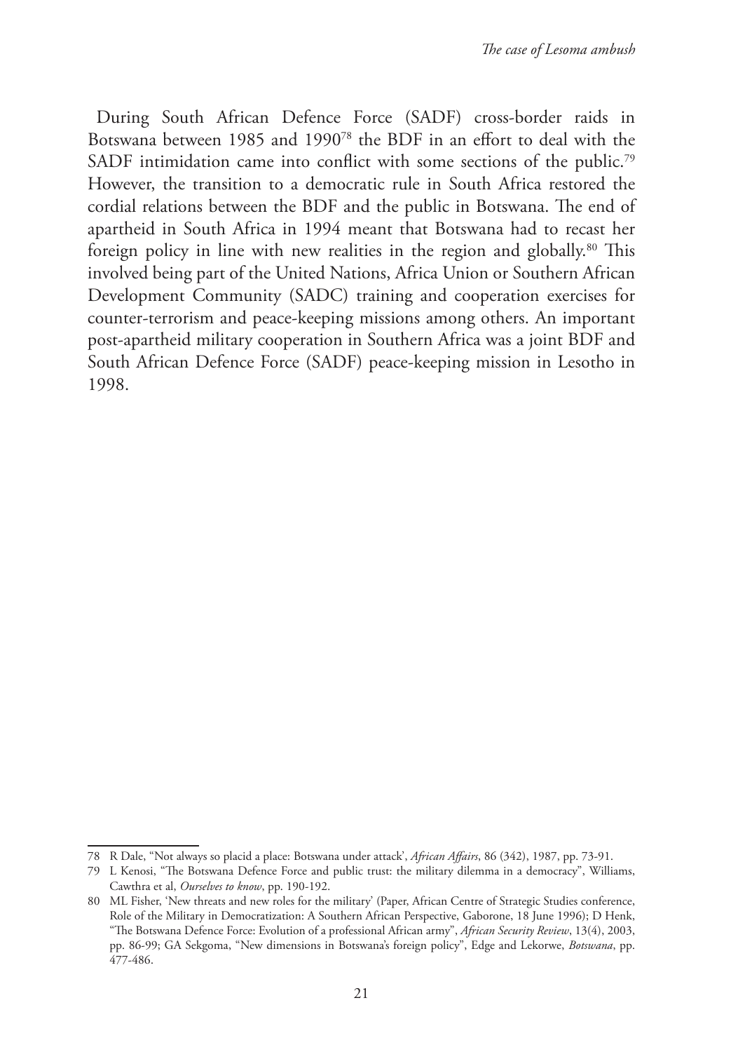During South African Defence Force (SADF) cross-border raids in Botswana between 1985 and 1990[78] the BDF in an effort to deal with the SADF intimidation came into conflict with some sections of the public.[79] However, the transition to a democratic rule in South Africa restored the cordial relations between the BDF and the public in Botswana. The end of apartheid in South Africa in 1994 meant that Botswana had to recast her foreign policy in line with new realities in the region and globally.[80] This involved being part of the United Nations, Africa Union or Southern African Development Community (SADC) training and cooperation exercises for counter-terrorism and peace-keeping missions among others. An important post-apartheid military cooperation in Southern Africa was a joint BDF and South African Defence Force (SADF) peace-keeping mission in Lesotho in 1998.

---

78 R Dale, "Not always so placid a place: Botswana under attack', *African Affairs*, 86 (342), 1987, pp. 73-91.

79 L Kenosi, "The Botswana Defence Force and public trust: the military dilemma in a democracy", Williams, Cawthra et al, *Ourselves to know*, pp. 190-192.

80 ML Fisher, 'New threats and new roles for the military' (Paper, African Centre of Strategic Studies conference, Role of the Military in Democratization: A Southern African Perspective, Gaborone, 18 June 1996); D Henk, "The Botswana Defence Force: Evolution of a professional African army", *African Security Review*, 13(4), 2003, pp. 86-99; GA Sekgoma, "New dimensions in Botswana's foreign policy", Edge and Lekorwe, *Botswana*, pp. 477-486.